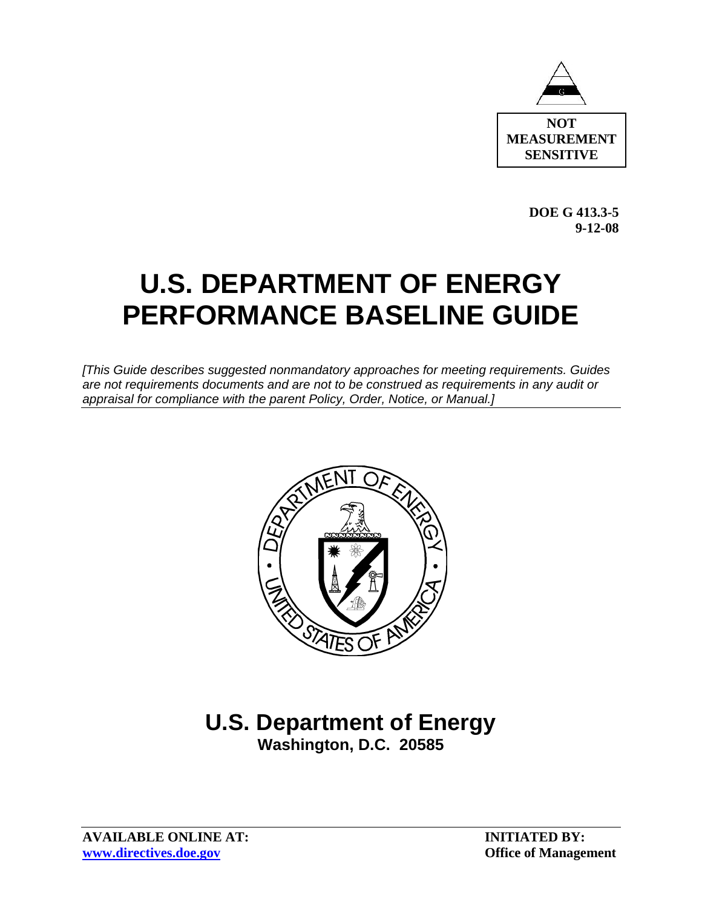**NOT MEASUREMENT SENSITIVE**

**DOE G 413.3-5**
**9-12-08**

# U.S. DEPARTMENT OF ENERGY PERFORMANCE BASELINE GUIDE

*[This Guide describes suggested nonmandatory approaches for meeting requirements. Guides are not requirements documents and are not to be construed as requirements in any audit or appraisal for compliance with the parent Policy, Order, Notice, or Manual.]*

## U.S. Department of Energy
**Washington, D.C. 20585**

**AVAILABLE ONLINE AT:**
**www.directives.doe.gov**

**INITIATED BY:**
**Office of Management**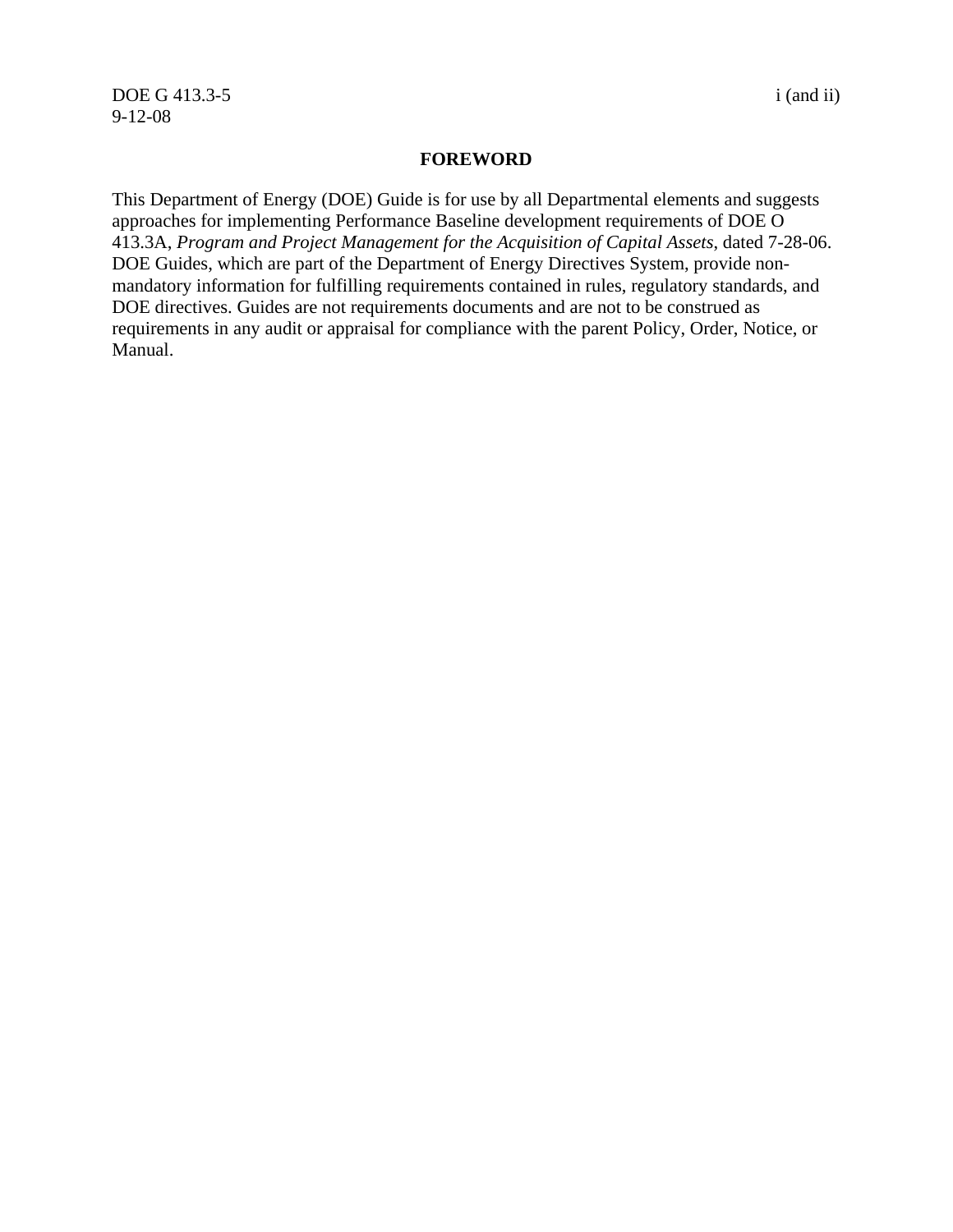## FOREWORD

This Department of Energy (DOE) Guide is for use by all Departmental elements and suggests approaches for implementing Performance Baseline development requirements of DOE O 413.3A, *Program and Project Management for the Acquisition of Capital Assets*, dated 7-28-06. DOE Guides, which are part of the Department of Energy Directives System, provide non-mandatory information for fulfilling requirements contained in rules, regulatory standards, and DOE directives. Guides are not requirements documents and are not to be construed as requirements in any audit or appraisal for compliance with the parent Policy, Order, Notice, or Manual.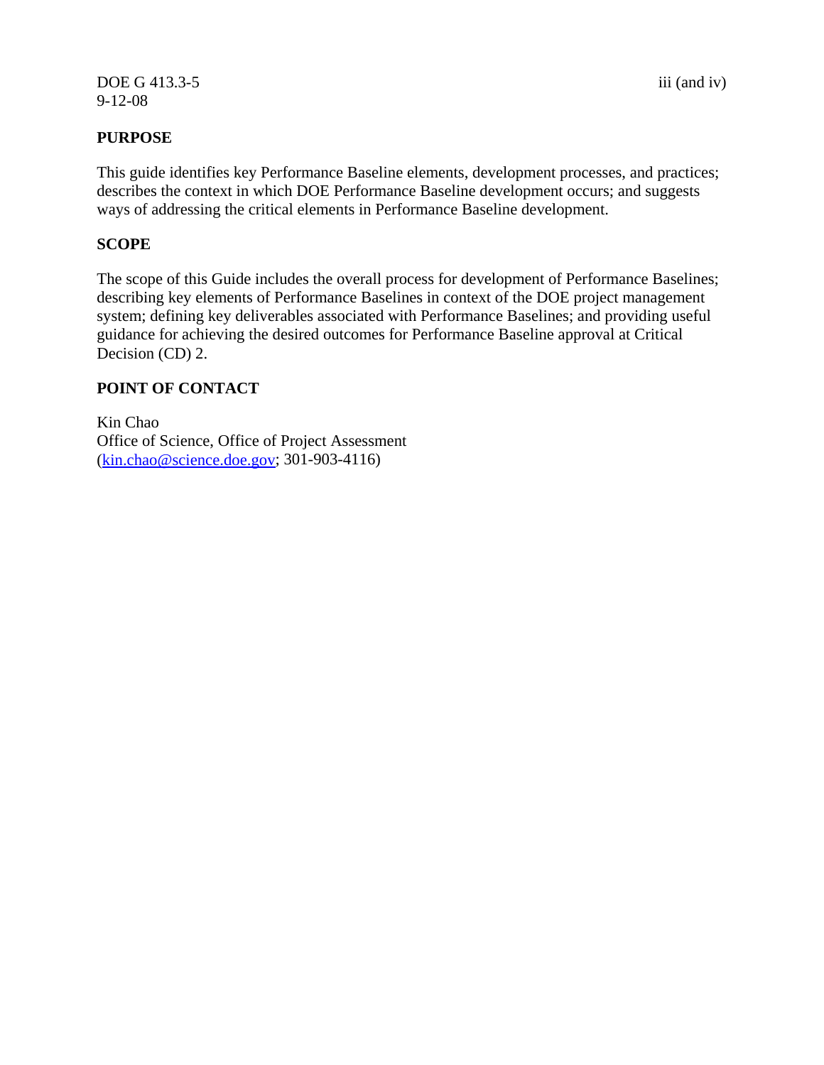## PURPOSE

This guide identifies key Performance Baseline elements, development processes, and practices; describes the context in which DOE Performance Baseline development occurs; and suggests ways of addressing the critical elements in Performance Baseline development.

## SCOPE

The scope of this Guide includes the overall process for development of Performance Baselines; describing key elements of Performance Baselines in context of the DOE project management system; defining key deliverables associated with Performance Baselines; and providing useful guidance for achieving the desired outcomes for Performance Baseline approval at Critical Decision (CD) 2.

## POINT OF CONTACT

Kin Chao
Office of Science, Office of Project Assessment
(kin.chao@science.doe.gov; 301-903-4116)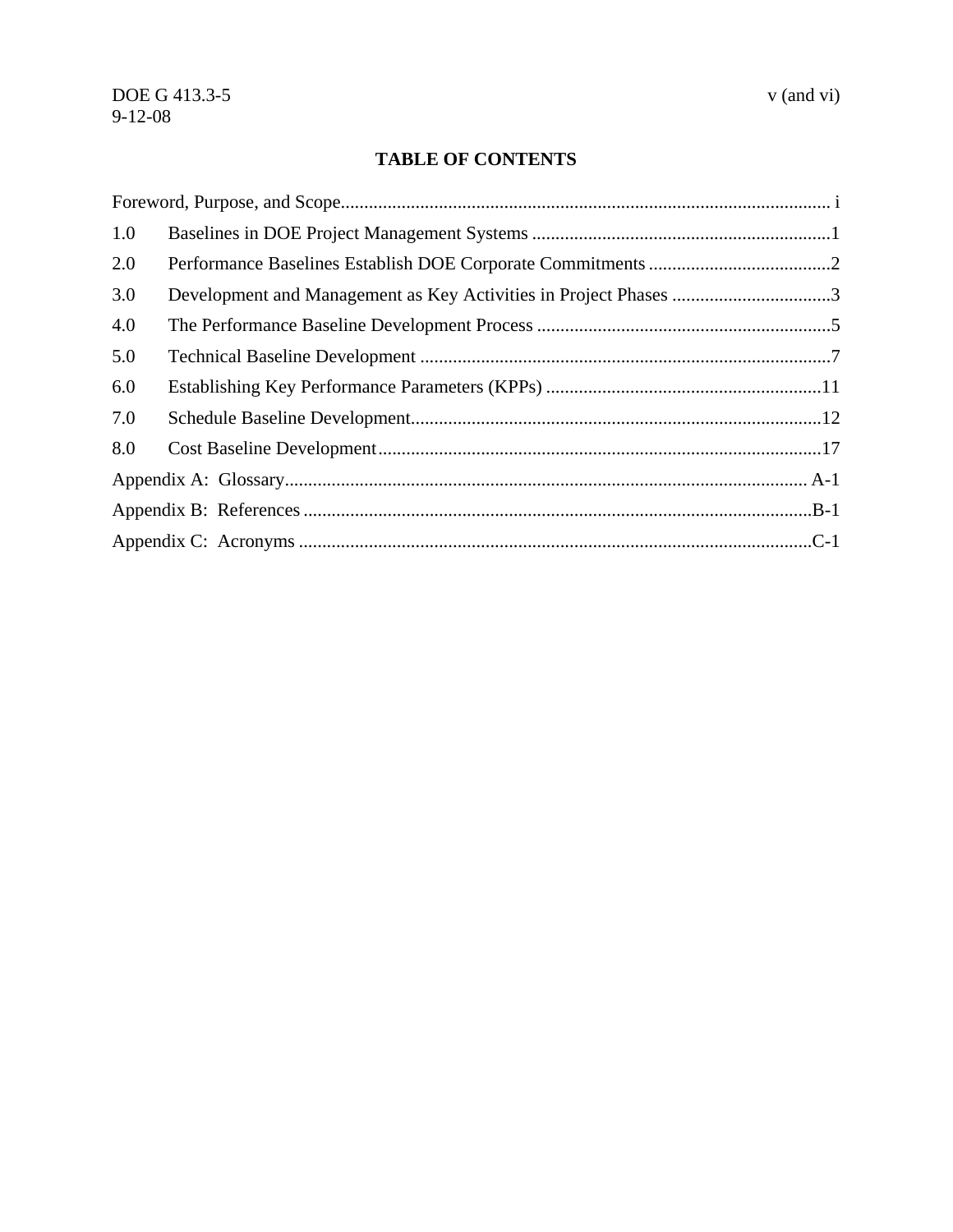# TABLE OF CONTENTS

Foreword, Purpose, and Scope........................................................................................................ i

1.0 Baselines in DOE Project Management Systems ................................................................1

2.0 Performance Baselines Establish DOE Corporate Commitments .......................................2

3.0 Development and Management as Key Activities in Project Phases ..................................3

4.0 The Performance Baseline Development Process ...............................................................5

5.0 Technical Baseline Development .......................................................................................7

6.0 Establishing Key Performance Parameters (KPPs) ...........................................................11

7.0 Schedule Baseline Development........................................................................................12

8.0 Cost Baseline Development..............................................................................................17

Appendix A: Glossary............................................................................................................... A-1

Appendix B: References ............................................................................................................B-1

Appendix C: Acronyms .............................................................................................................C-1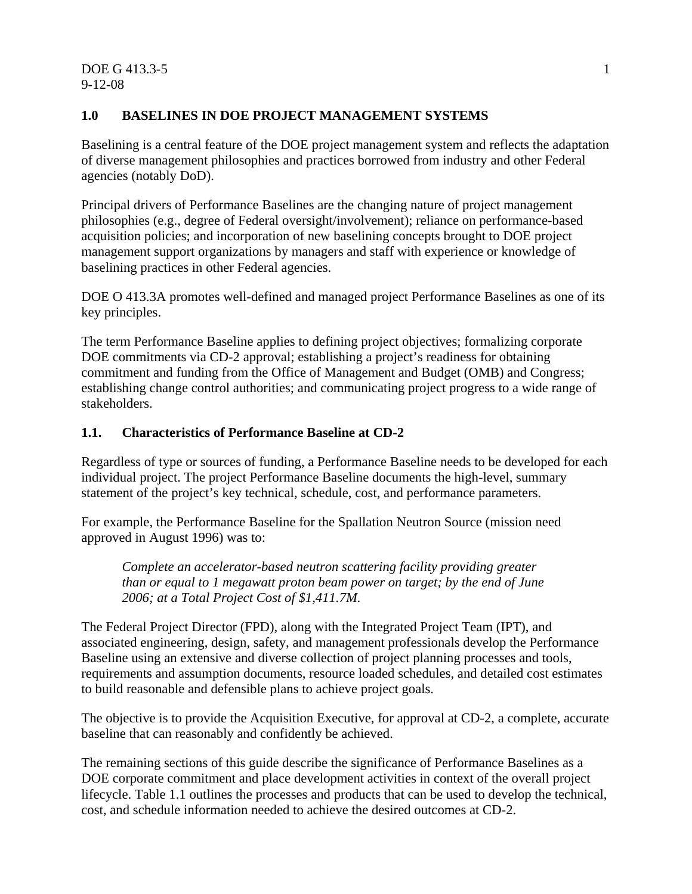## 1.0 BASELINES IN DOE PROJECT MANAGEMENT SYSTEMS

Baselining is a central feature of the DOE project management system and reflects the adaptation of diverse management philosophies and practices borrowed from industry and other Federal agencies (notably DoD).

Principal drivers of Performance Baselines are the changing nature of project management philosophies (e.g., degree of Federal oversight/involvement); reliance on performance-based acquisition policies; and incorporation of new baselining concepts brought to DOE project management support organizations by managers and staff with experience or knowledge of baselining practices in other Federal agencies.

DOE O 413.3A promotes well-defined and managed project Performance Baselines as one of its key principles.

The term Performance Baseline applies to defining project objectives; formalizing corporate DOE commitments via CD-2 approval; establishing a project's readiness for obtaining commitment and funding from the Office of Management and Budget (OMB) and Congress; establishing change control authorities; and communicating project progress to a wide range of stakeholders.

### 1.1. Characteristics of Performance Baseline at CD-2

Regardless of type or sources of funding, a Performance Baseline needs to be developed for each individual project. The project Performance Baseline documents the high-level, summary statement of the project's key technical, schedule, cost, and performance parameters.

For example, the Performance Baseline for the Spallation Neutron Source (mission need approved in August 1996) was to:

> *Complete an accelerator-based neutron scattering facility providing greater than or equal to 1 megawatt proton beam power on target; by the end of June 2006; at a Total Project Cost of $1,411.7M.*

The Federal Project Director (FPD), along with the Integrated Project Team (IPT), and associated engineering, design, safety, and management professionals develop the Performance Baseline using an extensive and diverse collection of project planning processes and tools, requirements and assumption documents, resource loaded schedules, and detailed cost estimates to build reasonable and defensible plans to achieve project goals.

The objective is to provide the Acquisition Executive, for approval at CD-2, a complete, accurate baseline that can reasonably and confidently be achieved.

The remaining sections of this guide describe the significance of Performance Baselines as a DOE corporate commitment and place development activities in context of the overall project lifecycle. Table 1.1 outlines the processes and products that can be used to develop the technical, cost, and schedule information needed to achieve the desired outcomes at CD-2.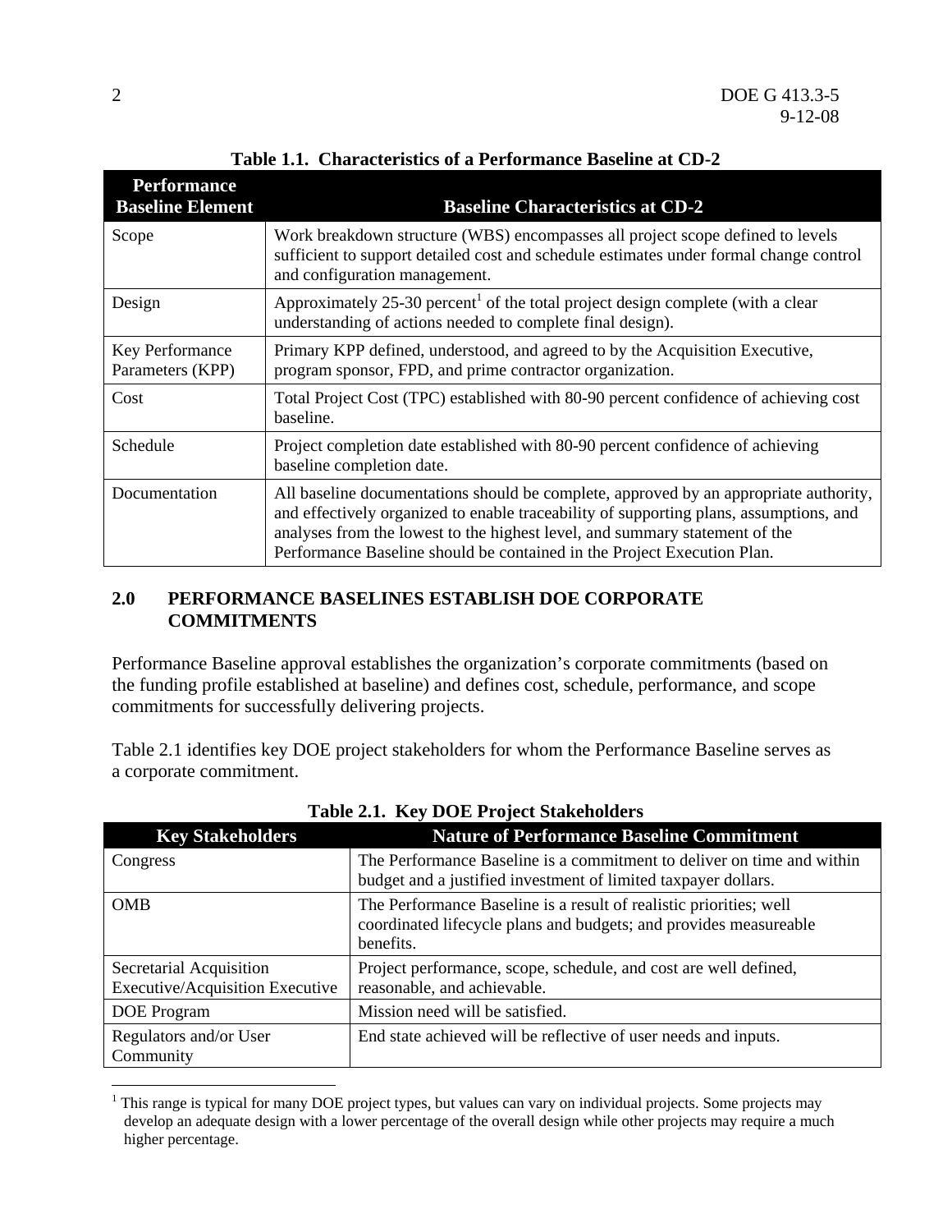**Table 1.1. Characteristics of a Performance Baseline at CD-2**

| Performance Baseline Element | Baseline Characteristics at CD-2 |
| --- | --- |
| Scope | Work breakdown structure (WBS) encompasses all project scope defined to levels sufficient to support detailed cost and schedule estimates under formal change control and configuration management. |
| Design | Approximately 25-30 percent[1] of the total project design complete (with a clear understanding of actions needed to complete final design). |
| Key Performance Parameters (KPP) | Primary KPP defined, understood, and agreed to by the Acquisition Executive, program sponsor, FPD, and prime contractor organization. |
| Cost | Total Project Cost (TPC) established with 80-90 percent confidence of achieving cost baseline. |
| Schedule | Project completion date established with 80-90 percent confidence of achieving baseline completion date. |
| Documentation | All baseline documentations should be complete, approved by an appropriate authority, and effectively organized to enable traceability of supporting plans, assumptions, and analyses from the lowest to the highest level, and summary statement of the Performance Baseline should be contained in the Project Execution Plan. |

## 2.0 PERFORMANCE BASELINES ESTABLISH DOE CORPORATE COMMITMENTS

Performance Baseline approval establishes the organization's corporate commitments (based on the funding profile established at baseline) and defines cost, schedule, performance, and scope commitments for successfully delivering projects.

Table 2.1 identifies key DOE project stakeholders for whom the Performance Baseline serves as a corporate commitment.

**Table 2.1. Key DOE Project Stakeholders**

| Key Stakeholders | Nature of Performance Baseline Commitment |
| --- | --- |
| Congress | The Performance Baseline is a commitment to deliver on time and within budget and a justified investment of limited taxpayer dollars. |
| OMB | The Performance Baseline is a result of realistic priorities; well coordinated lifecycle plans and budgets; and provides measureable benefits. |
| Secretarial Acquisition Executive/Acquisition Executive | Project performance, scope, schedule, and cost are well defined, reasonable, and achievable. |
| DOE Program | Mission need will be satisfied. |
| Regulators and/or User Community | End state achieved will be reflective of user needs and inputs. |

[1] This range is typical for many DOE project types, but values can vary on individual projects. Some projects may develop an adequate design with a lower percentage of the overall design while other projects may require a much higher percentage.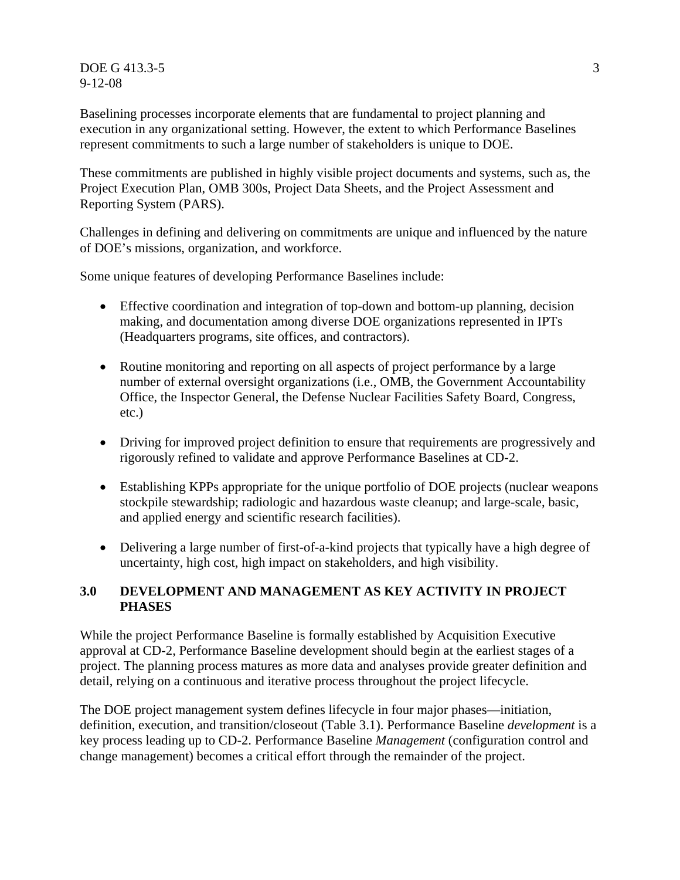Baselining processes incorporate elements that are fundamental to project planning and execution in any organizational setting. However, the extent to which Performance Baselines represent commitments to such a large number of stakeholders is unique to DOE.

These commitments are published in highly visible project documents and systems, such as, the Project Execution Plan, OMB 300s, Project Data Sheets, and the Project Assessment and Reporting System (PARS).

Challenges in defining and delivering on commitments are unique and influenced by the nature of DOE's missions, organization, and workforce.

Some unique features of developing Performance Baselines include:

- Effective coordination and integration of top-down and bottom-up planning, decision making, and documentation among diverse DOE organizations represented in IPTs (Headquarters programs, site offices, and contractors).
- Routine monitoring and reporting on all aspects of project performance by a large number of external oversight organizations (i.e., OMB, the Government Accountability Office, the Inspector General, the Defense Nuclear Facilities Safety Board, Congress, etc.)
- Driving for improved project definition to ensure that requirements are progressively and rigorously refined to validate and approve Performance Baselines at CD-2.
- Establishing KPPs appropriate for the unique portfolio of DOE projects (nuclear weapons stockpile stewardship; radiologic and hazardous waste cleanup; and large-scale, basic, and applied energy and scientific research facilities).
- Delivering a large number of first-of-a-kind projects that typically have a high degree of uncertainty, high cost, high impact on stakeholders, and high visibility.

## 3.0 DEVELOPMENT AND MANAGEMENT AS KEY ACTIVITY IN PROJECT PHASES

While the project Performance Baseline is formally established by Acquisition Executive approval at CD-2, Performance Baseline development should begin at the earliest stages of a project. The planning process matures as more data and analyses provide greater definition and detail, relying on a continuous and iterative process throughout the project lifecycle.

The DOE project management system defines lifecycle in four major phases—initiation, definition, execution, and transition/closeout (Table 3.1). Performance Baseline *development* is a key process leading up to CD-2. Performance Baseline *Management* (configuration control and change management) becomes a critical effort through the remainder of the project.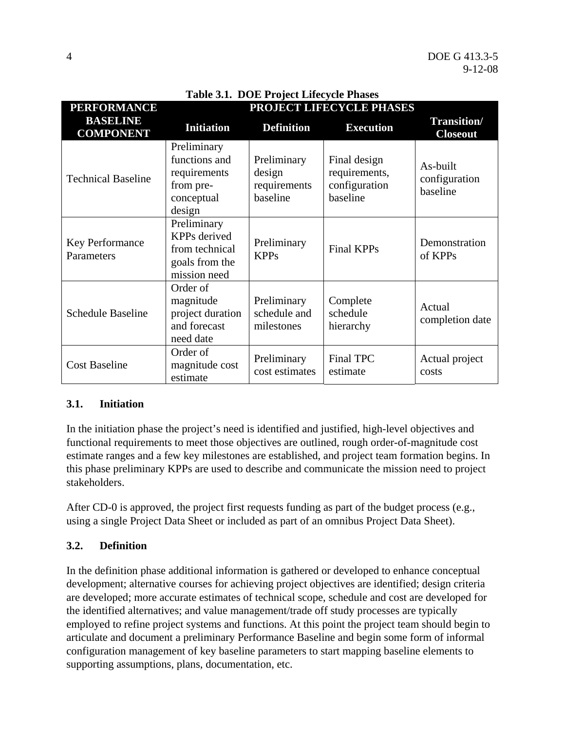**Table 3.1. DOE Project Lifecycle Phases**

| PERFORMANCE BASELINE COMPONENT | PROJECT LIFECYCLE PHASES | | | |
|---|---|---|---|---|
| | Initiation | Definition | Execution | Transition/ Closeout |
| Technical Baseline | Preliminary functions and requirements from pre-conceptual design | Preliminary design requirements baseline | Final design requirements, configuration baseline | As-built configuration baseline |
| Key Performance Parameters | Preliminary KPPs derived from technical goals from the mission need | Preliminary KPPs | Final KPPs | Demonstration of KPPs |
| Schedule Baseline | Order of magnitude project duration and forecast need date | Preliminary schedule and milestones | Complete schedule hierarchy | Actual completion date |
| Cost Baseline | Order of magnitude cost estimate | Preliminary cost estimates | Final TPC estimate | Actual project costs |

## 3.1. Initiation

In the initiation phase the project's need is identified and justified, high-level objectives and functional requirements to meet those objectives are outlined, rough order-of-magnitude cost estimate ranges and a few key milestones are established, and project team formation begins. In this phase preliminary KPPs are used to describe and communicate the mission need to project stakeholders.

After CD-0 is approved, the project first requests funding as part of the budget process (e.g., using a single Project Data Sheet or included as part of an omnibus Project Data Sheet).

## 3.2. Definition

In the definition phase additional information is gathered or developed to enhance conceptual development; alternative courses for achieving project objectives are identified; design criteria are developed; more accurate estimates of technical scope, schedule and cost are developed for the identified alternatives; and value management/trade off study processes are typically employed to refine project systems and functions. At this point the project team should begin to articulate and document a preliminary Performance Baseline and begin some form of informal configuration management of key baseline parameters to start mapping baseline elements to supporting assumptions, plans, documentation, etc.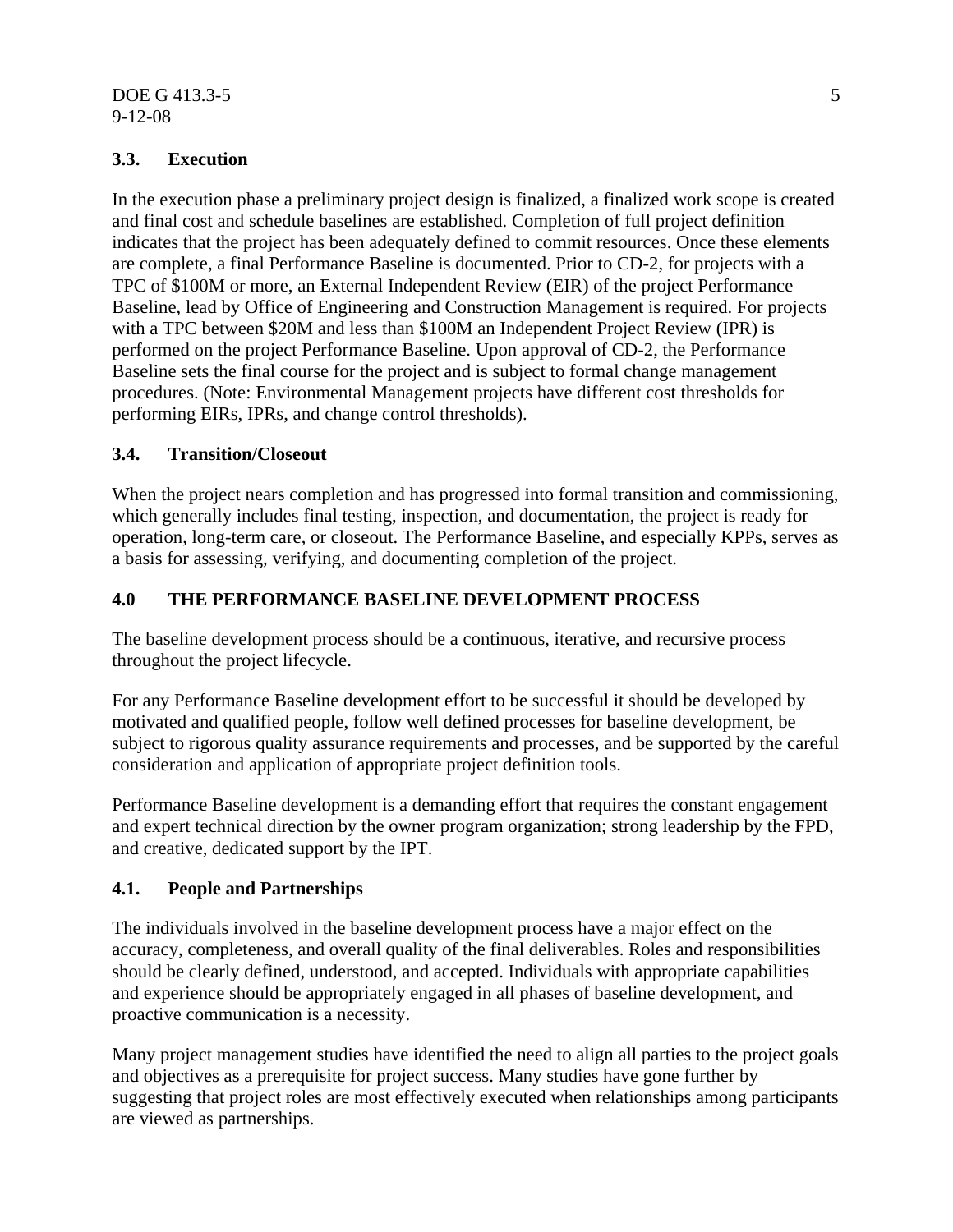### 3.3. Execution

In the execution phase a preliminary project design is finalized, a finalized work scope is created and final cost and schedule baselines are established. Completion of full project definition indicates that the project has been adequately defined to commit resources. Once these elements are complete, a final Performance Baseline is documented. Prior to CD-2, for projects with a TPC of $100M or more, an External Independent Review (EIR) of the project Performance Baseline, lead by Office of Engineering and Construction Management is required. For projects with a TPC between $20M and less than $100M an Independent Project Review (IPR) is performed on the project Performance Baseline. Upon approval of CD-2, the Performance Baseline sets the final course for the project and is subject to formal change management procedures. (Note: Environmental Management projects have different cost thresholds for performing EIRs, IPRs, and change control thresholds).

### 3.4. Transition/Closeout

When the project nears completion and has progressed into formal transition and commissioning, which generally includes final testing, inspection, and documentation, the project is ready for operation, long-term care, or closeout. The Performance Baseline, and especially KPPs, serves as a basis for assessing, verifying, and documenting completion of the project.

## 4.0 THE PERFORMANCE BASELINE DEVELOPMENT PROCESS

The baseline development process should be a continuous, iterative, and recursive process throughout the project lifecycle.

For any Performance Baseline development effort to be successful it should be developed by motivated and qualified people, follow well defined processes for baseline development, be subject to rigorous quality assurance requirements and processes, and be supported by the careful consideration and application of appropriate project definition tools.

Performance Baseline development is a demanding effort that requires the constant engagement and expert technical direction by the owner program organization; strong leadership by the FPD, and creative, dedicated support by the IPT.

### 4.1. People and Partnerships

The individuals involved in the baseline development process have a major effect on the accuracy, completeness, and overall quality of the final deliverables. Roles and responsibilities should be clearly defined, understood, and accepted. Individuals with appropriate capabilities and experience should be appropriately engaged in all phases of baseline development, and proactive communication is a necessity.

Many project management studies have identified the need to align all parties to the project goals and objectives as a prerequisite for project success. Many studies have gone further by suggesting that project roles are most effectively executed when relationships among participants are viewed as partnerships.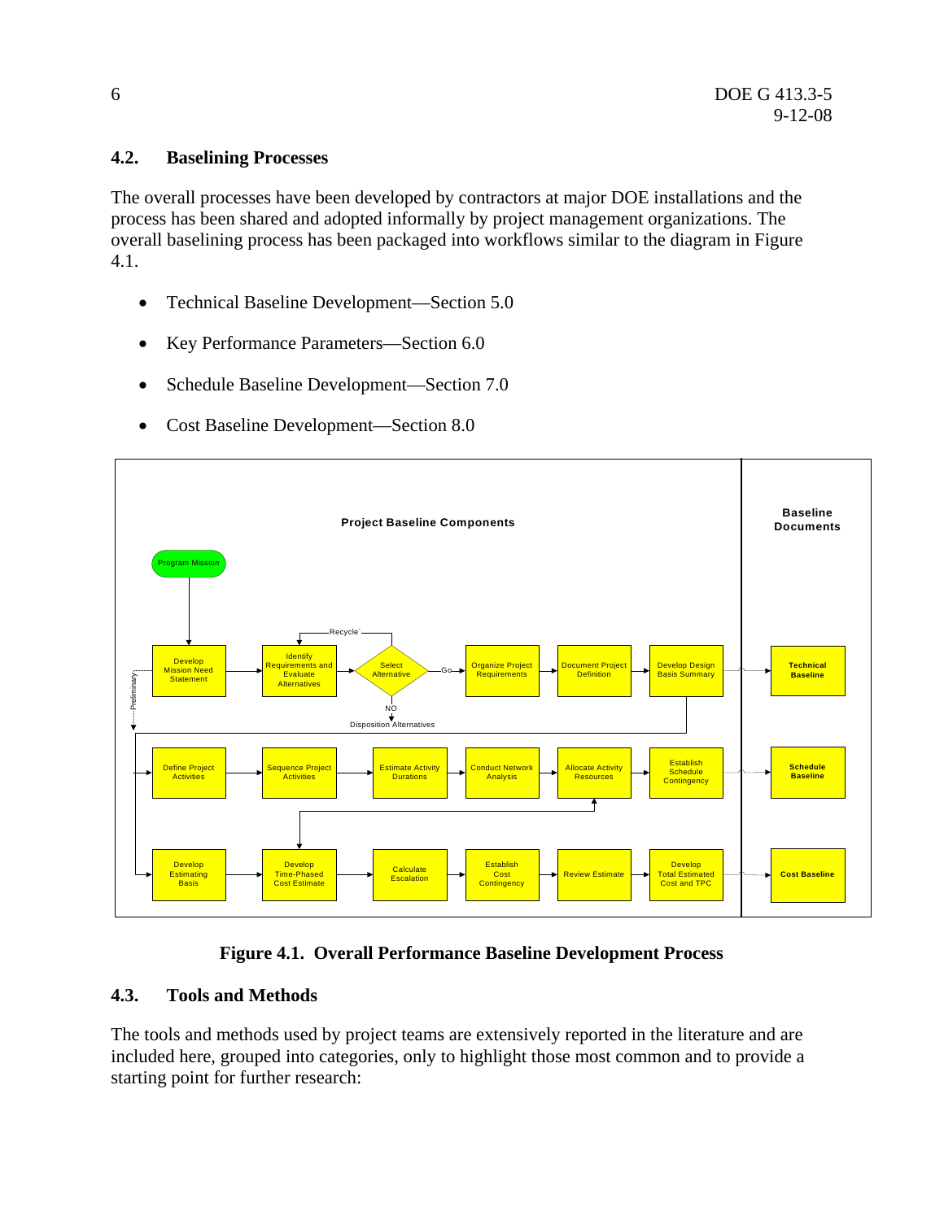## 4.2. Baselining Processes

The overall processes have been developed by contractors at major DOE installations and the process has been shared and adopted informally by project management organizations. The overall baselining process has been packaged into workflows similar to the diagram in Figure 4.1.

- Technical Baseline Development—Section 5.0
- Key Performance Parameters—Section 6.0
- Schedule Baseline Development—Section 7.0
- Cost Baseline Development—Section 8.0

**Figure 4.1. Overall Performance Baseline Development Process**

## 4.3. Tools and Methods

The tools and methods used by project teams are extensively reported in the literature and are included here, grouped into categories, only to highlight those most common and to provide a starting point for further research: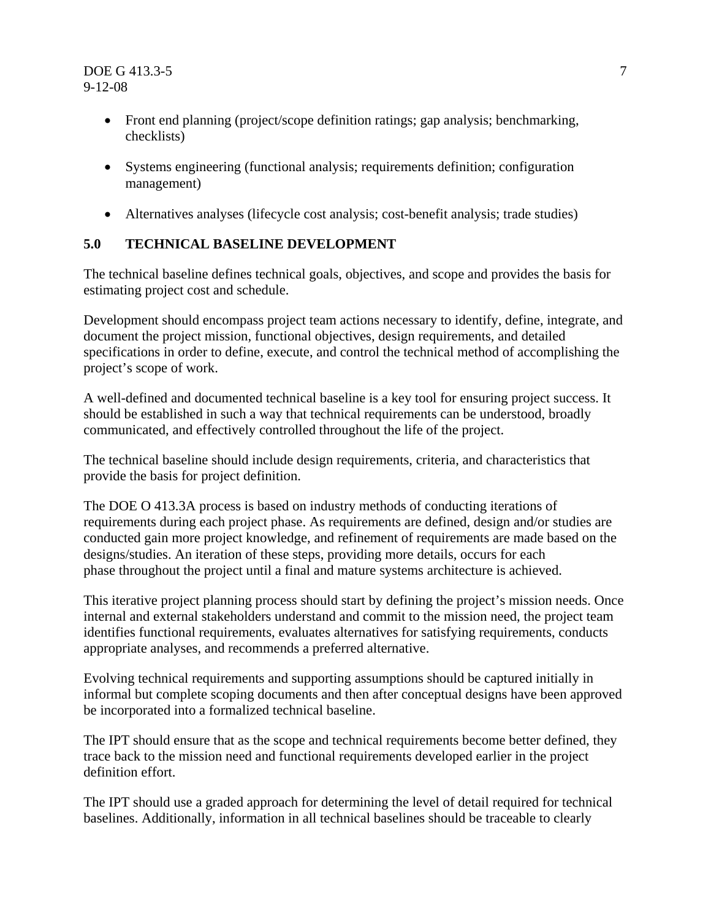- Front end planning (project/scope definition ratings; gap analysis; benchmarking, checklists)
- Systems engineering (functional analysis; requirements definition; configuration management)
- Alternatives analyses (lifecycle cost analysis; cost-benefit analysis; trade studies)

## 5.0 TECHNICAL BASELINE DEVELOPMENT

The technical baseline defines technical goals, objectives, and scope and provides the basis for estimating project cost and schedule.

Development should encompass project team actions necessary to identify, define, integrate, and document the project mission, functional objectives, design requirements, and detailed specifications in order to define, execute, and control the technical method of accomplishing the project's scope of work.

A well-defined and documented technical baseline is a key tool for ensuring project success. It should be established in such a way that technical requirements can be understood, broadly communicated, and effectively controlled throughout the life of the project.

The technical baseline should include design requirements, criteria, and characteristics that provide the basis for project definition.

The DOE O 413.3A process is based on industry methods of conducting iterations of requirements during each project phase. As requirements are defined, design and/or studies are conducted gain more project knowledge, and refinement of requirements are made based on the designs/studies. An iteration of these steps, providing more details, occurs for each phase throughout the project until a final and mature systems architecture is achieved.

This iterative project planning process should start by defining the project's mission needs. Once internal and external stakeholders understand and commit to the mission need, the project team identifies functional requirements, evaluates alternatives for satisfying requirements, conducts appropriate analyses, and recommends a preferred alternative.

Evolving technical requirements and supporting assumptions should be captured initially in informal but complete scoping documents and then after conceptual designs have been approved be incorporated into a formalized technical baseline.

The IPT should ensure that as the scope and technical requirements become better defined, they trace back to the mission need and functional requirements developed earlier in the project definition effort.

The IPT should use a graded approach for determining the level of detail required for technical baselines. Additionally, information in all technical baselines should be traceable to clearly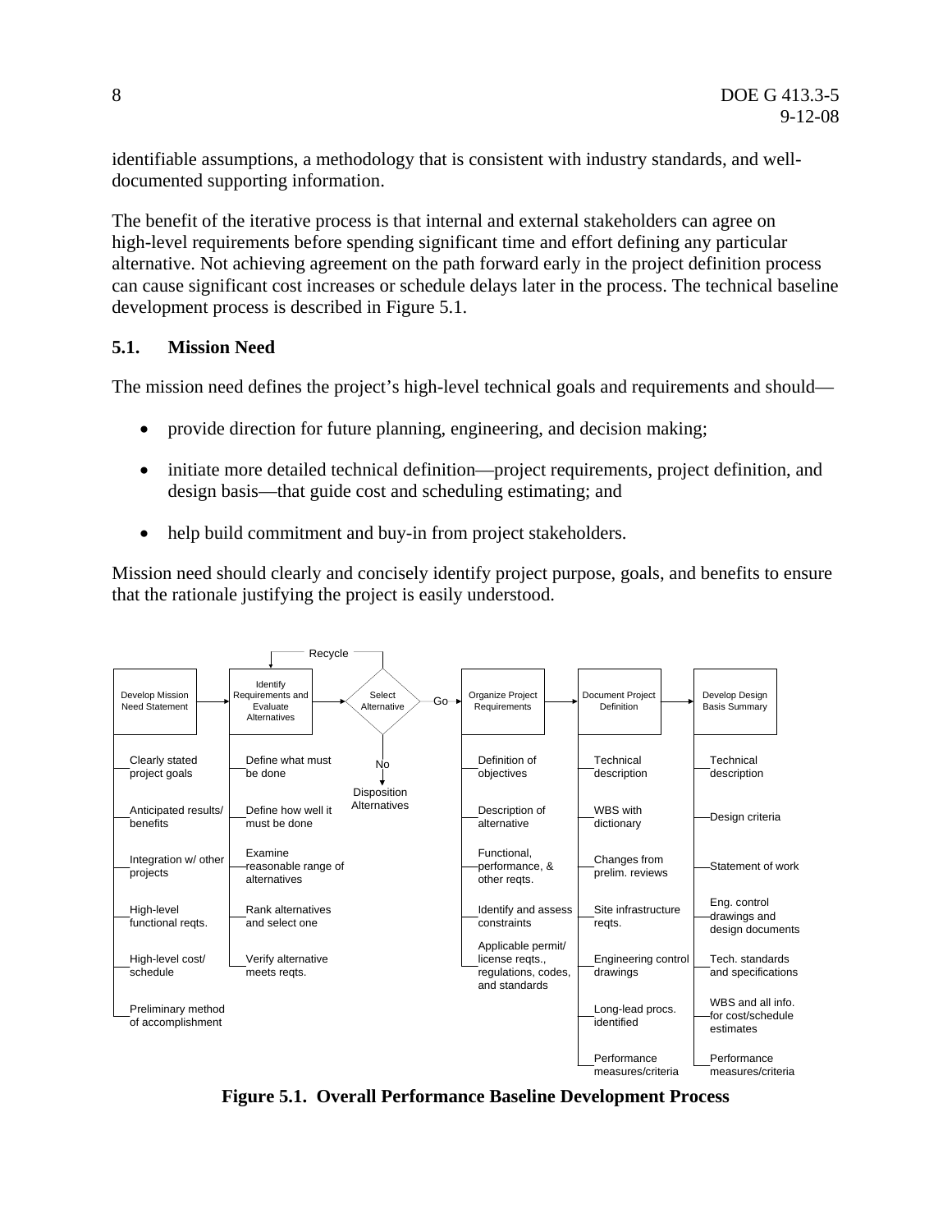identifiable assumptions, a methodology that is consistent with industry standards, and well-documented supporting information.

The benefit of the iterative process is that internal and external stakeholders can agree on high-level requirements before spending significant time and effort defining any particular alternative. Not achieving agreement on the path forward early in the project definition process can cause significant cost increases or schedule delays later in the process. The technical baseline development process is described in Figure 5.1.

## 5.1. Mission Need

The mission need defines the project's high-level technical goals and requirements and should—

- provide direction for future planning, engineering, and decision making;
- initiate more detailed technical definition—project requirements, project definition, and design basis—that guide cost and scheduling estimating; and
- help build commitment and buy-in from project stakeholders.

Mission need should clearly and concisely identify project purpose, goals, and benefits to ensure that the rationale justifying the project is easily understood.

Develop Mission Need Statement → Identify Requirements and Evaluate Alternatives → Select Alternative (Recycle back to Identify Requirements and Evaluate Alternatives; No → Disposition Alternatives) → Go → Organize Project Requirements → Document Project Definition → Develop Design Basis Summary

| Develop Mission Need Statement | Identify Requirements and Evaluate Alternatives | Organize Project Requirements | Document Project Definition | Develop Design Basis Summary |
|---|---|---|---|---|
| Clearly stated project goals | Define what must be done | Definition of objectives | Technical description | Technical description |
| Anticipated results/ benefits | Define how well it must be done | Description of alternative | WBS with dictionary | Design criteria |
| Integration w/ other projects | Examine reasonable range of alternatives | Functional, performance, & other reqts. | Changes from prelim. reviews | Statement of work |
| High-level functional reqts. | Rank alternatives and select one | Identify and assess constraints | Site infrastructure reqts. | Eng. control drawings and design documents |
| High-level cost/ schedule | Verify alternative meets reqts. | Applicable permit/ license reqts., regulations, codes, and standards | Engineering control drawings | Tech. standards and specifications |
| Preliminary method of accomplishment | | | Long-lead procs. identified | WBS and all info. for cost/schedule estimates |
| | | | Performance measures/criteria | Performance measures/criteria |

**Figure 5.1. Overall Performance Baseline Development Process**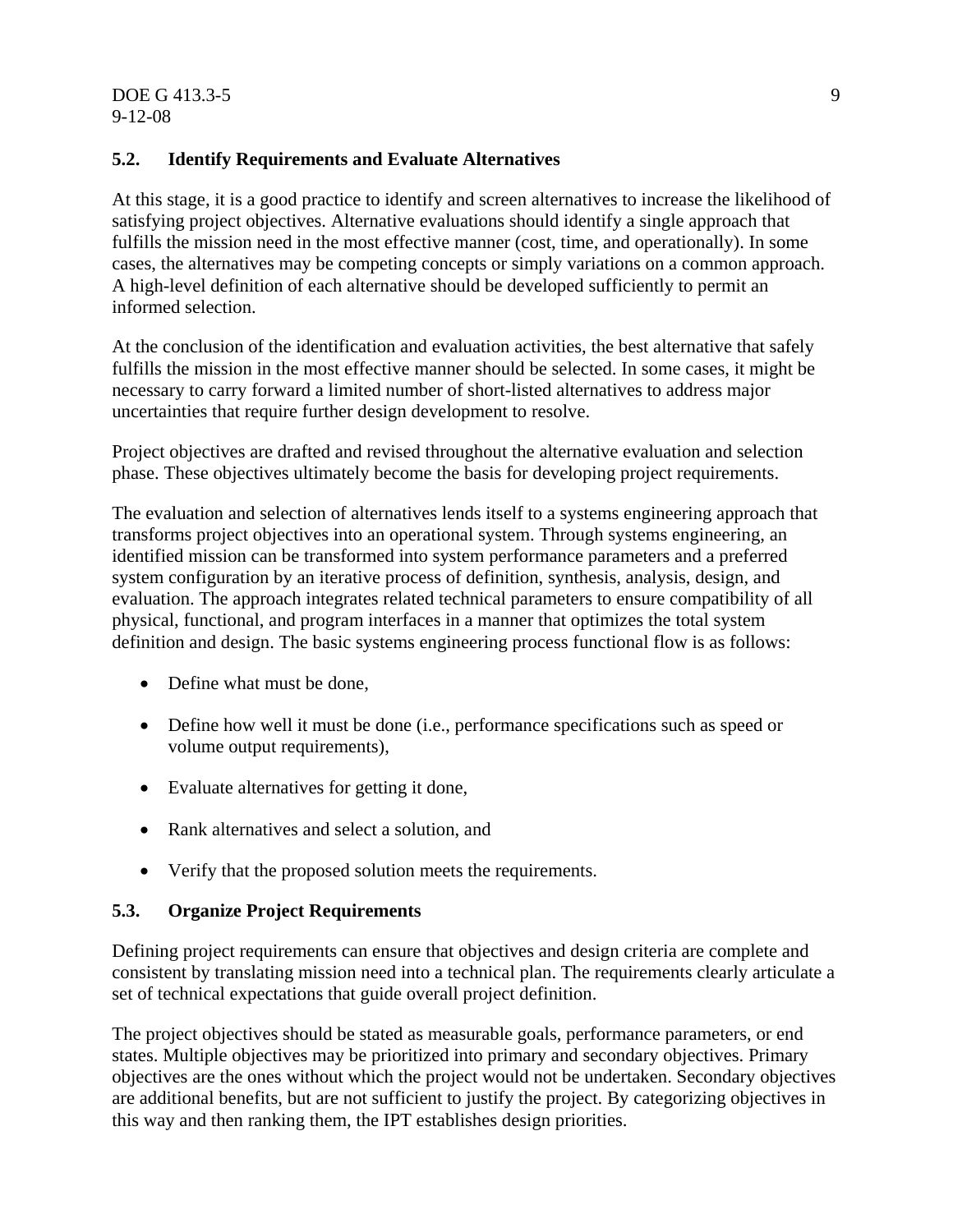## 5.2. Identify Requirements and Evaluate Alternatives

At this stage, it is a good practice to identify and screen alternatives to increase the likelihood of satisfying project objectives. Alternative evaluations should identify a single approach that fulfills the mission need in the most effective manner (cost, time, and operationally). In some cases, the alternatives may be competing concepts or simply variations on a common approach. A high-level definition of each alternative should be developed sufficiently to permit an informed selection.

At the conclusion of the identification and evaluation activities, the best alternative that safely fulfills the mission in the most effective manner should be selected. In some cases, it might be necessary to carry forward a limited number of short-listed alternatives to address major uncertainties that require further design development to resolve.

Project objectives are drafted and revised throughout the alternative evaluation and selection phase. These objectives ultimately become the basis for developing project requirements.

The evaluation and selection of alternatives lends itself to a systems engineering approach that transforms project objectives into an operational system. Through systems engineering, an identified mission can be transformed into system performance parameters and a preferred system configuration by an iterative process of definition, synthesis, analysis, design, and evaluation. The approach integrates related technical parameters to ensure compatibility of all physical, functional, and program interfaces in a manner that optimizes the total system definition and design. The basic systems engineering process functional flow is as follows:

- Define what must be done,
- Define how well it must be done (i.e., performance specifications such as speed or volume output requirements),
- Evaluate alternatives for getting it done,
- Rank alternatives and select a solution, and
- Verify that the proposed solution meets the requirements.

## 5.3. Organize Project Requirements

Defining project requirements can ensure that objectives and design criteria are complete and consistent by translating mission need into a technical plan. The requirements clearly articulate a set of technical expectations that guide overall project definition.

The project objectives should be stated as measurable goals, performance parameters, or end states. Multiple objectives may be prioritized into primary and secondary objectives. Primary objectives are the ones without which the project would not be undertaken. Secondary objectives are additional benefits, but are not sufficient to justify the project. By categorizing objectives in this way and then ranking them, the IPT establishes design priorities.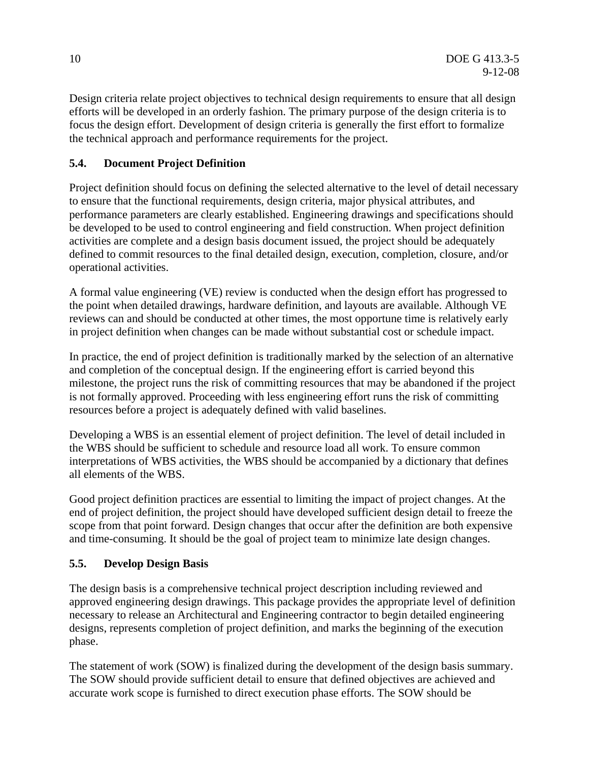Design criteria relate project objectives to technical design requirements to ensure that all design efforts will be developed in an orderly fashion. The primary purpose of the design criteria is to focus the design effort. Development of design criteria is generally the first effort to formalize the technical approach and performance requirements for the project.

### 5.4. Document Project Definition

Project definition should focus on defining the selected alternative to the level of detail necessary to ensure that the functional requirements, design criteria, major physical attributes, and performance parameters are clearly established. Engineering drawings and specifications should be developed to be used to control engineering and field construction. When project definition activities are complete and a design basis document issued, the project should be adequately defined to commit resources to the final detailed design, execution, completion, closure, and/or operational activities.

A formal value engineering (VE) review is conducted when the design effort has progressed to the point when detailed drawings, hardware definition, and layouts are available. Although VE reviews can and should be conducted at other times, the most opportune time is relatively early in project definition when changes can be made without substantial cost or schedule impact.

In practice, the end of project definition is traditionally marked by the selection of an alternative and completion of the conceptual design. If the engineering effort is carried beyond this milestone, the project runs the risk of committing resources that may be abandoned if the project is not formally approved. Proceeding with less engineering effort runs the risk of committing resources before a project is adequately defined with valid baselines.

Developing a WBS is an essential element of project definition. The level of detail included in the WBS should be sufficient to schedule and resource load all work. To ensure common interpretations of WBS activities, the WBS should be accompanied by a dictionary that defines all elements of the WBS.

Good project definition practices are essential to limiting the impact of project changes. At the end of project definition, the project should have developed sufficient design detail to freeze the scope from that point forward. Design changes that occur after the definition are both expensive and time-consuming. It should be the goal of project team to minimize late design changes.

### 5.5. Develop Design Basis

The design basis is a comprehensive technical project description including reviewed and approved engineering design drawings. This package provides the appropriate level of definition necessary to release an Architectural and Engineering contractor to begin detailed engineering designs, represents completion of project definition, and marks the beginning of the execution phase.

The statement of work (SOW) is finalized during the development of the design basis summary. The SOW should provide sufficient detail to ensure that defined objectives are achieved and accurate work scope is furnished to direct execution phase efforts. The SOW should be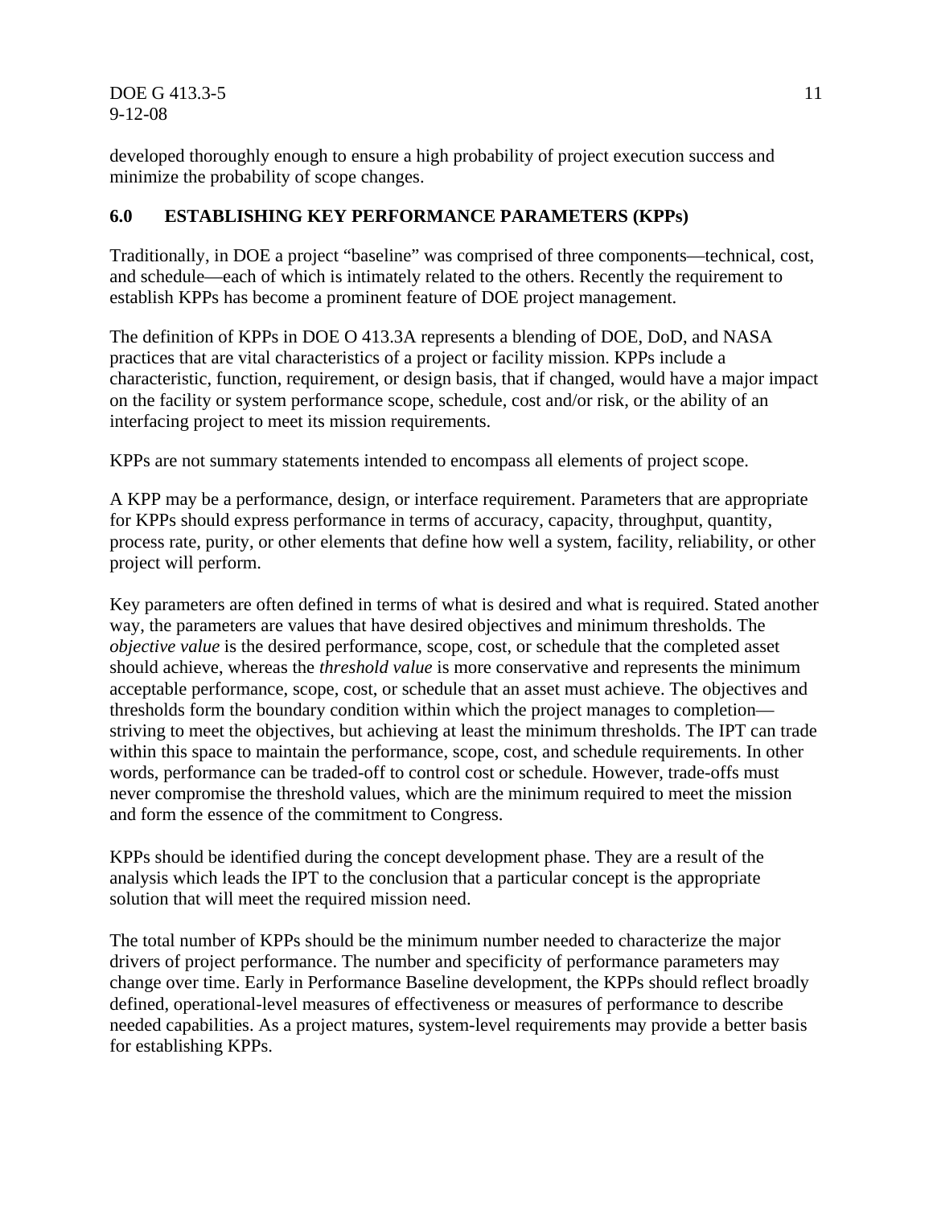developed thoroughly enough to ensure a high probability of project execution success and minimize the probability of scope changes.

## 6.0 ESTABLISHING KEY PERFORMANCE PARAMETERS (KPPs)

Traditionally, in DOE a project "baseline" was comprised of three components—technical, cost, and schedule—each of which is intimately related to the others. Recently the requirement to establish KPPs has become a prominent feature of DOE project management.

The definition of KPPs in DOE O 413.3A represents a blending of DOE, DoD, and NASA practices that are vital characteristics of a project or facility mission. KPPs include a characteristic, function, requirement, or design basis, that if changed, would have a major impact on the facility or system performance scope, schedule, cost and/or risk, or the ability of an interfacing project to meet its mission requirements.

KPPs are not summary statements intended to encompass all elements of project scope.

A KPP may be a performance, design, or interface requirement. Parameters that are appropriate for KPPs should express performance in terms of accuracy, capacity, throughput, quantity, process rate, purity, or other elements that define how well a system, facility, reliability, or other project will perform.

Key parameters are often defined in terms of what is desired and what is required. Stated another way, the parameters are values that have desired objectives and minimum thresholds. The *objective value* is the desired performance, scope, cost, or schedule that the completed asset should achieve, whereas the *threshold value* is more conservative and represents the minimum acceptable performance, scope, cost, or schedule that an asset must achieve. The objectives and thresholds form the boundary condition within which the project manages to completion—striving to meet the objectives, but achieving at least the minimum thresholds. The IPT can trade within this space to maintain the performance, scope, cost, and schedule requirements. In other words, performance can be traded-off to control cost or schedule. However, trade-offs must never compromise the threshold values, which are the minimum required to meet the mission and form the essence of the commitment to Congress.

KPPs should be identified during the concept development phase. They are a result of the analysis which leads the IPT to the conclusion that a particular concept is the appropriate solution that will meet the required mission need.

The total number of KPPs should be the minimum number needed to characterize the major drivers of project performance. The number and specificity of performance parameters may change over time. Early in Performance Baseline development, the KPPs should reflect broadly defined, operational-level measures of effectiveness or measures of performance to describe needed capabilities. As a project matures, system-level requirements may provide a better basis for establishing KPPs.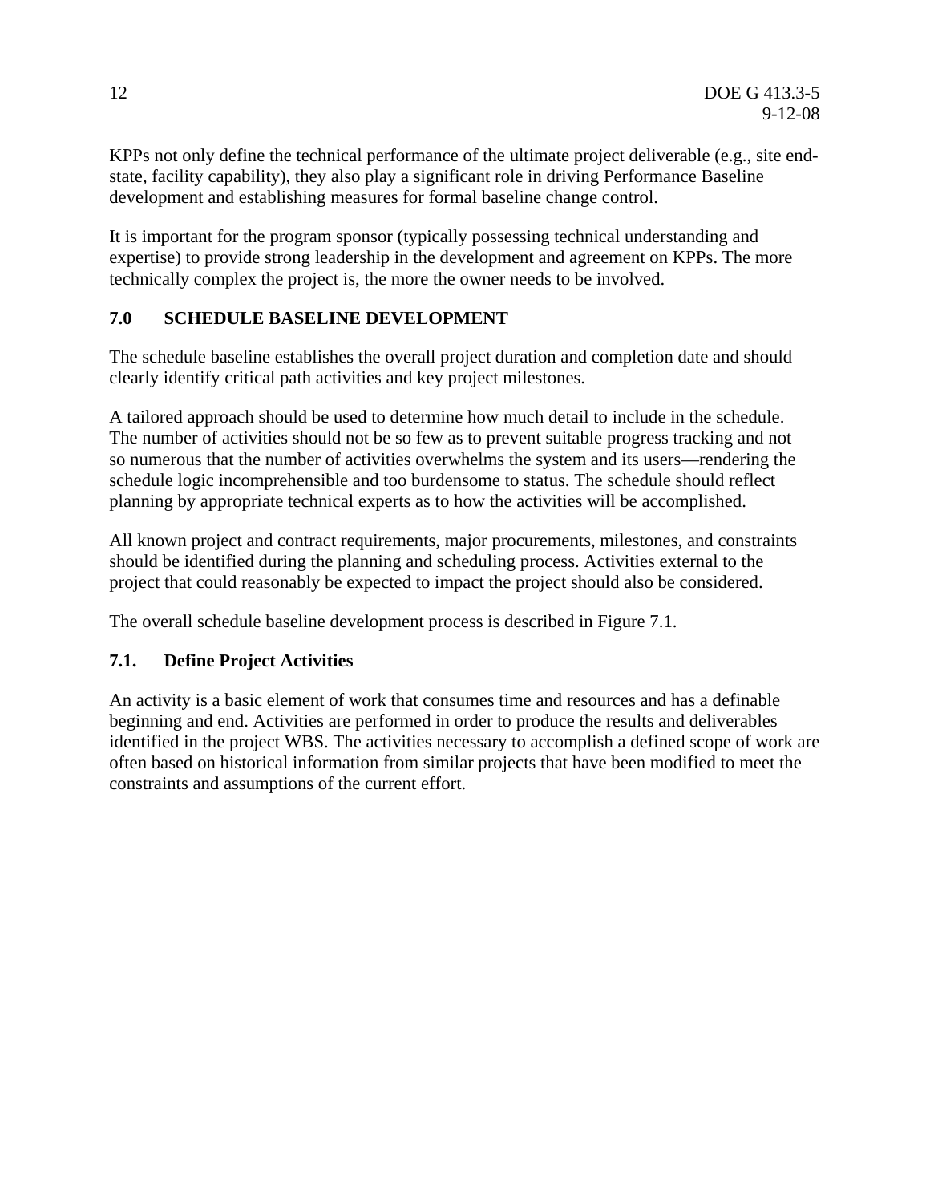KPPs not only define the technical performance of the ultimate project deliverable (e.g., site end-state, facility capability), they also play a significant role in driving Performance Baseline development and establishing measures for formal baseline change control.

It is important for the program sponsor (typically possessing technical understanding and expertise) to provide strong leadership in the development and agreement on KPPs. The more technically complex the project is, the more the owner needs to be involved.

## 7.0 SCHEDULE BASELINE DEVELOPMENT

The schedule baseline establishes the overall project duration and completion date and should clearly identify critical path activities and key project milestones.

A tailored approach should be used to determine how much detail to include in the schedule. The number of activities should not be so few as to prevent suitable progress tracking and not so numerous that the number of activities overwhelms the system and its users—rendering the schedule logic incomprehensible and too burdensome to status. The schedule should reflect planning by appropriate technical experts as to how the activities will be accomplished.

All known project and contract requirements, major procurements, milestones, and constraints should be identified during the planning and scheduling process. Activities external to the project that could reasonably be expected to impact the project should also be considered.

The overall schedule baseline development process is described in Figure 7.1.

### 7.1. Define Project Activities

An activity is a basic element of work that consumes time and resources and has a definable beginning and end. Activities are performed in order to produce the results and deliverables identified in the project WBS. The activities necessary to accomplish a defined scope of work are often based on historical information from similar projects that have been modified to meet the constraints and assumptions of the current effort.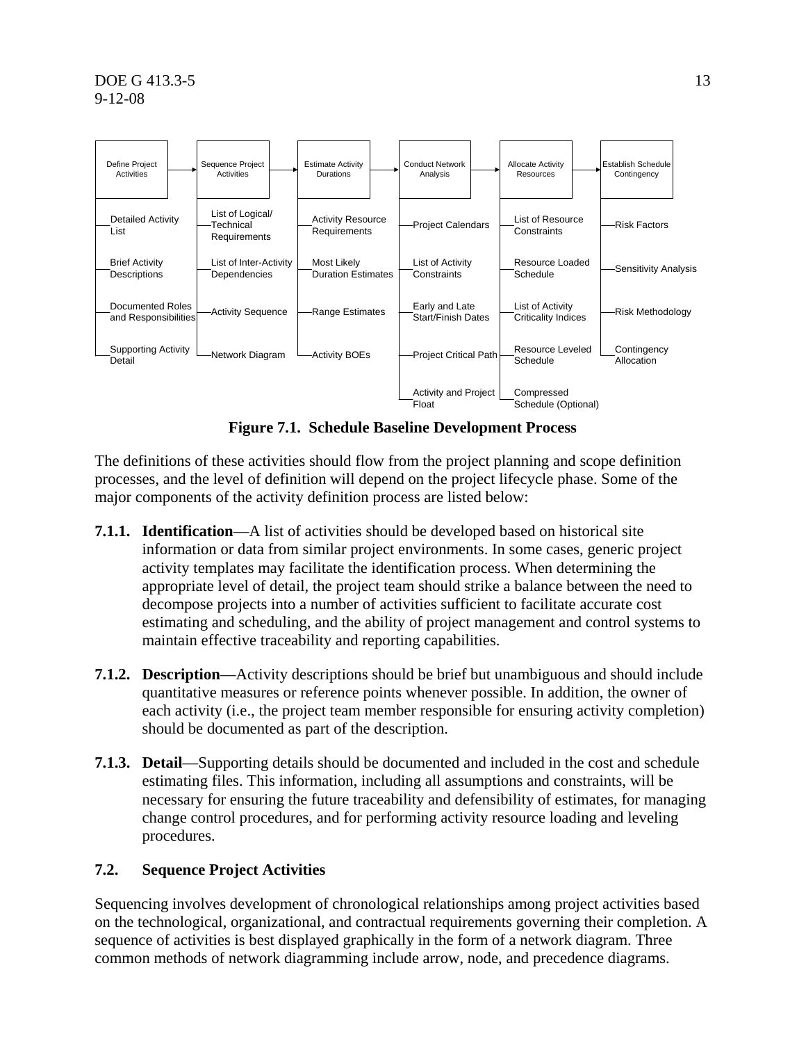| Define Project Activities | Sequence Project Activities | Estimate Activity Durations | Conduct Network Analysis | Allocate Activity Resources | Establish Schedule Contingency |
|---|---|---|---|---|---|
| Detailed Activity List | List of Logical/ Technical Requirements | Activity Resource Requirements | Project Calendars | List of Resource Constraints | Risk Factors |
| Brief Activity Descriptions | List of Inter-Activity Dependencies | Most Likely Duration Estimates | List of Activity Constraints | Resource Loaded Schedule | Sensitivity Analysis |
| Documented Roles and Responsibilities | Activity Sequence | Range Estimates | Early and Late Start/Finish Dates | List of Activity Criticality Indices | Risk Methodology |
| Supporting Activity Detail | Network Diagram | Activity BOEs | Project Critical Path | Resource Leveled Schedule | Contingency Allocation |
| | | | Activity and Project Float | Compressed Schedule (Optional) | |

**Figure 7.1. Schedule Baseline Development Process**

The definitions of these activities should flow from the project planning and scope definition processes, and the level of definition will depend on the project lifecycle phase. Some of the major components of the activity definition process are listed below:

**7.1.1. Identification**—A list of activities should be developed based on historical site information or data from similar project environments. In some cases, generic project activity templates may facilitate the identification process. When determining the appropriate level of detail, the project team should strike a balance between the need to decompose projects into a number of activities sufficient to facilitate accurate cost estimating and scheduling, and the ability of project management and control systems to maintain effective traceability and reporting capabilities.

**7.1.2. Description**—Activity descriptions should be brief but unambiguous and should include quantitative measures or reference points whenever possible. In addition, the owner of each activity (i.e., the project team member responsible for ensuring activity completion) should be documented as part of the description.

**7.1.3. Detail**—Supporting details should be documented and included in the cost and schedule estimating files. This information, including all assumptions and constraints, will be necessary for ensuring the future traceability and defensibility of estimates, for managing change control procedures, and for performing activity resource loading and leveling procedures.

### 7.2. Sequence Project Activities

Sequencing involves development of chronological relationships among project activities based on the technological, organizational, and contractual requirements governing their completion. A sequence of activities is best displayed graphically in the form of a network diagram. Three common methods of network diagramming include arrow, node, and precedence diagrams.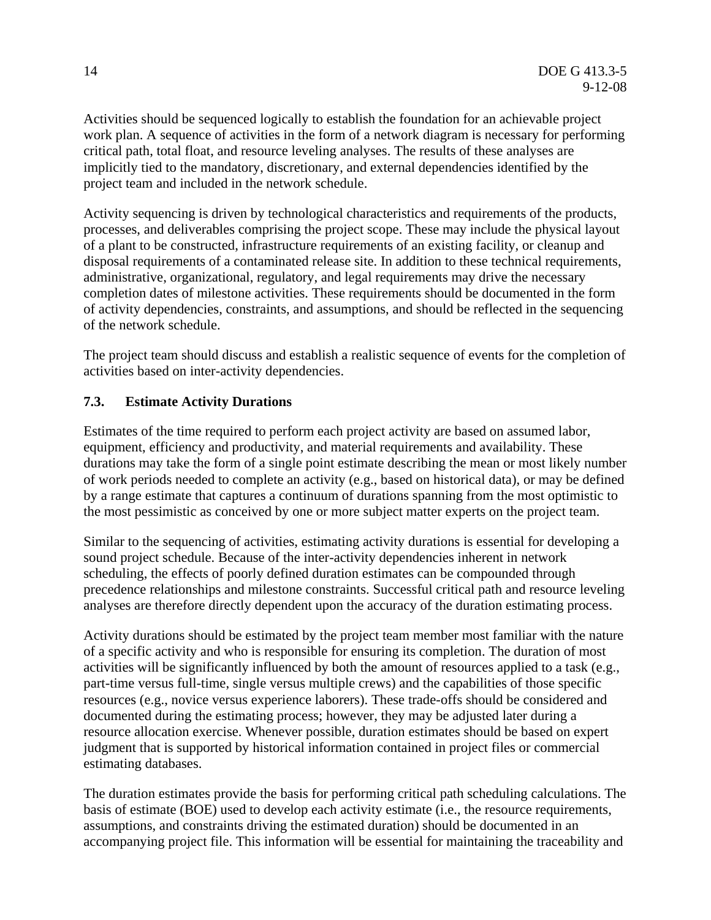Activities should be sequenced logically to establish the foundation for an achievable project work plan. A sequence of activities in the form of a network diagram is necessary for performing critical path, total float, and resource leveling analyses. The results of these analyses are implicitly tied to the mandatory, discretionary, and external dependencies identified by the project team and included in the network schedule.

Activity sequencing is driven by technological characteristics and requirements of the products, processes, and deliverables comprising the project scope. These may include the physical layout of a plant to be constructed, infrastructure requirements of an existing facility, or cleanup and disposal requirements of a contaminated release site. In addition to these technical requirements, administrative, organizational, regulatory, and legal requirements may drive the necessary completion dates of milestone activities. These requirements should be documented in the form of activity dependencies, constraints, and assumptions, and should be reflected in the sequencing of the network schedule.

The project team should discuss and establish a realistic sequence of events for the completion of activities based on inter-activity dependencies.

### 7.3. Estimate Activity Durations

Estimates of the time required to perform each project activity are based on assumed labor, equipment, efficiency and productivity, and material requirements and availability. These durations may take the form of a single point estimate describing the mean or most likely number of work periods needed to complete an activity (e.g., based on historical data), or may be defined by a range estimate that captures a continuum of durations spanning from the most optimistic to the most pessimistic as conceived by one or more subject matter experts on the project team.

Similar to the sequencing of activities, estimating activity durations is essential for developing a sound project schedule. Because of the inter-activity dependencies inherent in network scheduling, the effects of poorly defined duration estimates can be compounded through precedence relationships and milestone constraints. Successful critical path and resource leveling analyses are therefore directly dependent upon the accuracy of the duration estimating process.

Activity durations should be estimated by the project team member most familiar with the nature of a specific activity and who is responsible for ensuring its completion. The duration of most activities will be significantly influenced by both the amount of resources applied to a task (e.g., part-time versus full-time, single versus multiple crews) and the capabilities of those specific resources (e.g., novice versus experience laborers). These trade-offs should be considered and documented during the estimating process; however, they may be adjusted later during a resource allocation exercise. Whenever possible, duration estimates should be based on expert judgment that is supported by historical information contained in project files or commercial estimating databases.

The duration estimates provide the basis for performing critical path scheduling calculations. The basis of estimate (BOE) used to develop each activity estimate (i.e., the resource requirements, assumptions, and constraints driving the estimated duration) should be documented in an accompanying project file. This information will be essential for maintaining the traceability and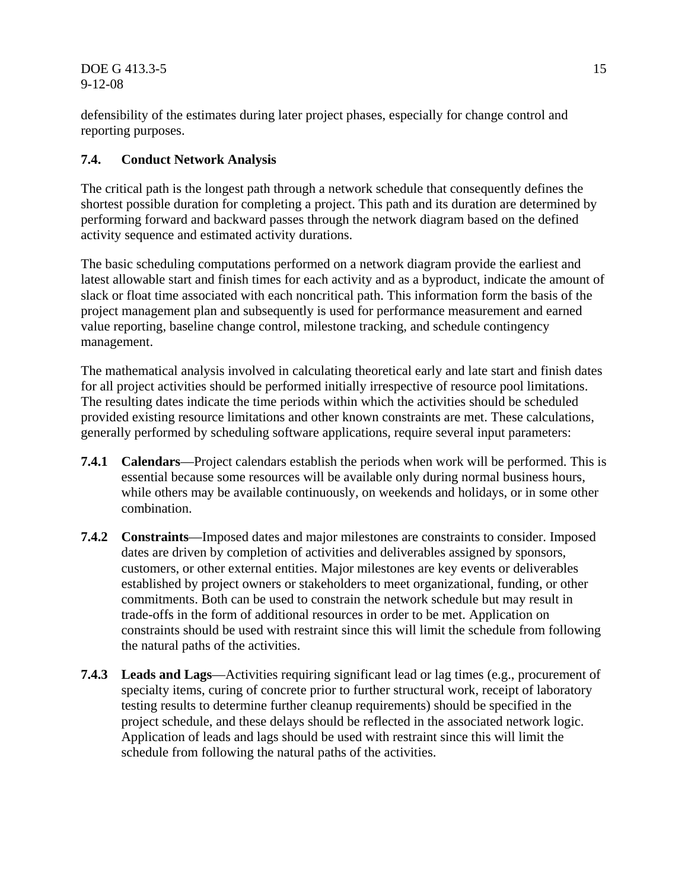defensibility of the estimates during later project phases, especially for change control and reporting purposes.

## 7.4. Conduct Network Analysis

The critical path is the longest path through a network schedule that consequently defines the shortest possible duration for completing a project. This path and its duration are determined by performing forward and backward passes through the network diagram based on the defined activity sequence and estimated activity durations.

The basic scheduling computations performed on a network diagram provide the earliest and latest allowable start and finish times for each activity and as a byproduct, indicate the amount of slack or float time associated with each noncritical path. This information form the basis of the project management plan and subsequently is used for performance measurement and earned value reporting, baseline change control, milestone tracking, and schedule contingency management.

The mathematical analysis involved in calculating theoretical early and late start and finish dates for all project activities should be performed initially irrespective of resource pool limitations. The resulting dates indicate the time periods within which the activities should be scheduled provided existing resource limitations and other known constraints are met. These calculations, generally performed by scheduling software applications, require several input parameters:

**7.4.1 Calendars**—Project calendars establish the periods when work will be performed. This is essential because some resources will be available only during normal business hours, while others may be available continuously, on weekends and holidays, or in some other combination.

**7.4.2 Constraints**—Imposed dates and major milestones are constraints to consider. Imposed dates are driven by completion of activities and deliverables assigned by sponsors, customers, or other external entities. Major milestones are key events or deliverables established by project owners or stakeholders to meet organizational, funding, or other commitments. Both can be used to constrain the network schedule but may result in trade-offs in the form of additional resources in order to be met. Application on constraints should be used with restraint since this will limit the schedule from following the natural paths of the activities.

**7.4.3 Leads and Lags**—Activities requiring significant lead or lag times (e.g., procurement of specialty items, curing of concrete prior to further structural work, receipt of laboratory testing results to determine further cleanup requirements) should be specified in the project schedule, and these delays should be reflected in the associated network logic. Application of leads and lags should be used with restraint since this will limit the schedule from following the natural paths of the activities.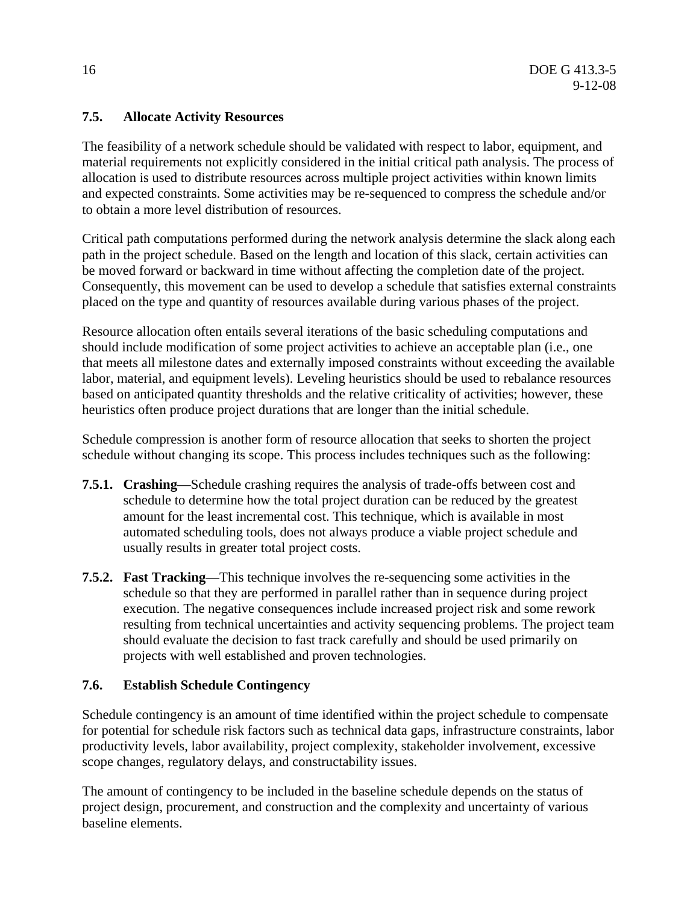## 7.5. Allocate Activity Resources

The feasibility of a network schedule should be validated with respect to labor, equipment, and material requirements not explicitly considered in the initial critical path analysis. The process of allocation is used to distribute resources across multiple project activities within known limits and expected constraints. Some activities may be re-sequenced to compress the schedule and/or to obtain a more level distribution of resources.

Critical path computations performed during the network analysis determine the slack along each path in the project schedule. Based on the length and location of this slack, certain activities can be moved forward or backward in time without affecting the completion date of the project. Consequently, this movement can be used to develop a schedule that satisfies external constraints placed on the type and quantity of resources available during various phases of the project.

Resource allocation often entails several iterations of the basic scheduling computations and should include modification of some project activities to achieve an acceptable plan (i.e., one that meets all milestone dates and externally imposed constraints without exceeding the available labor, material, and equipment levels). Leveling heuristics should be used to rebalance resources based on anticipated quantity thresholds and the relative criticality of activities; however, these heuristics often produce project durations that are longer than the initial schedule.

Schedule compression is another form of resource allocation that seeks to shorten the project schedule without changing its scope. This process includes techniques such as the following:

**7.5.1. Crashing**—Schedule crashing requires the analysis of trade-offs between cost and schedule to determine how the total project duration can be reduced by the greatest amount for the least incremental cost. This technique, which is available in most automated scheduling tools, does not always produce a viable project schedule and usually results in greater total project costs.

**7.5.2. Fast Tracking**—This technique involves the re-sequencing some activities in the schedule so that they are performed in parallel rather than in sequence during project execution. The negative consequences include increased project risk and some rework resulting from technical uncertainties and activity sequencing problems. The project team should evaluate the decision to fast track carefully and should be used primarily on projects with well established and proven technologies.

## 7.6. Establish Schedule Contingency

Schedule contingency is an amount of time identified within the project schedule to compensate for potential for schedule risk factors such as technical data gaps, infrastructure constraints, labor productivity levels, labor availability, project complexity, stakeholder involvement, excessive scope changes, regulatory delays, and constructability issues.

The amount of contingency to be included in the baseline schedule depends on the status of project design, procurement, and construction and the complexity and uncertainty of various baseline elements.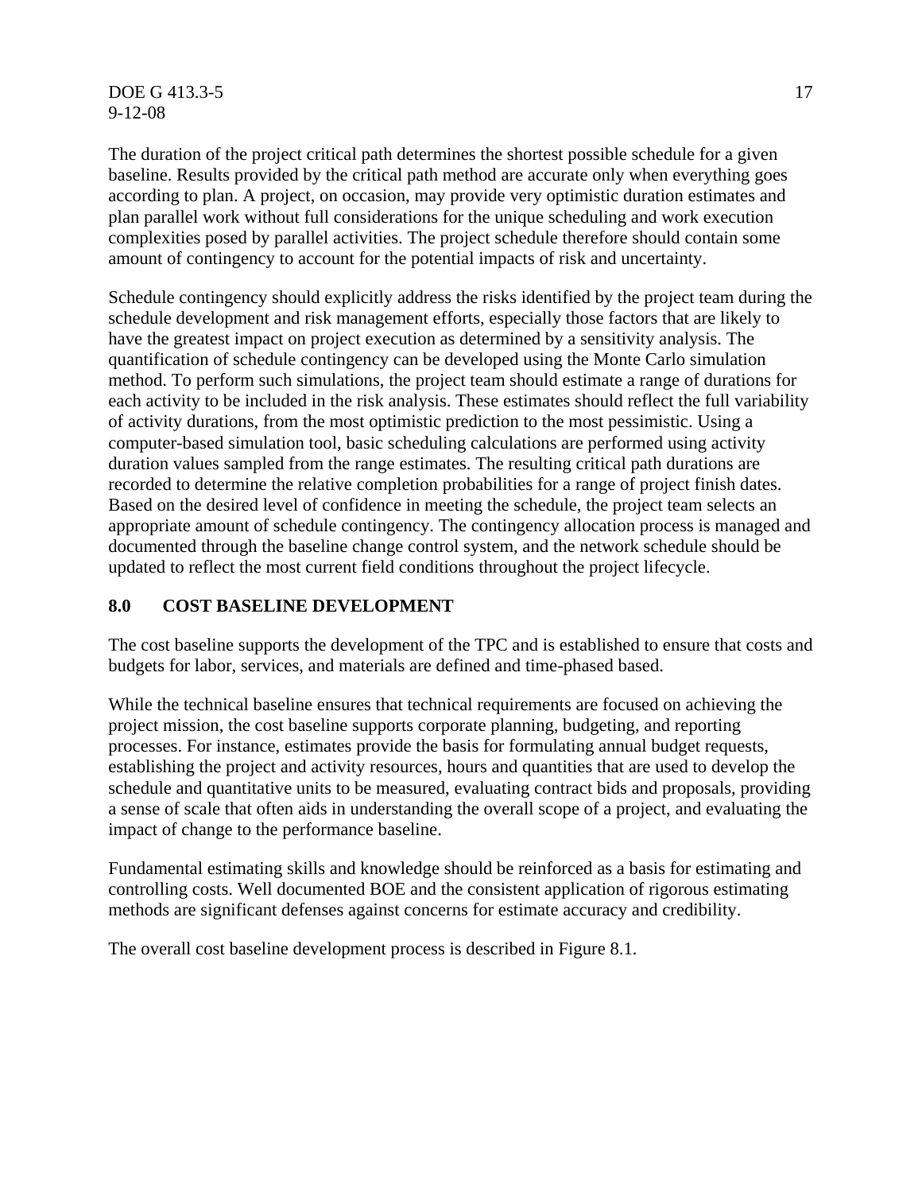The duration of the project critical path determines the shortest possible schedule for a given baseline. Results provided by the critical path method are accurate only when everything goes according to plan. A project, on occasion, may provide very optimistic duration estimates and plan parallel work without full considerations for the unique scheduling and work execution complexities posed by parallel activities. The project schedule therefore should contain some amount of contingency to account for the potential impacts of risk and uncertainty.

Schedule contingency should explicitly address the risks identified by the project team during the schedule development and risk management efforts, especially those factors that are likely to have the greatest impact on project execution as determined by a sensitivity analysis. The quantification of schedule contingency can be developed using the Monte Carlo simulation method. To perform such simulations, the project team should estimate a range of durations for each activity to be included in the risk analysis. These estimates should reflect the full variability of activity durations, from the most optimistic prediction to the most pessimistic. Using a computer-based simulation tool, basic scheduling calculations are performed using activity duration values sampled from the range estimates. The resulting critical path durations are recorded to determine the relative completion probabilities for a range of project finish dates. Based on the desired level of confidence in meeting the schedule, the project team selects an appropriate amount of schedule contingency. The contingency allocation process is managed and documented through the baseline change control system, and the network schedule should be updated to reflect the most current field conditions throughout the project lifecycle.

## 8.0 COST BASELINE DEVELOPMENT

The cost baseline supports the development of the TPC and is established to ensure that costs and budgets for labor, services, and materials are defined and time-phased based.

While the technical baseline ensures that technical requirements are focused on achieving the project mission, the cost baseline supports corporate planning, budgeting, and reporting processes. For instance, estimates provide the basis for formulating annual budget requests, establishing the project and activity resources, hours and quantities that are used to develop the schedule and quantitative units to be measured, evaluating contract bids and proposals, providing a sense of scale that often aids in understanding the overall scope of a project, and evaluating the impact of change to the performance baseline.

Fundamental estimating skills and knowledge should be reinforced as a basis for estimating and controlling costs. Well documented BOE and the consistent application of rigorous estimating methods are significant defenses against concerns for estimate accuracy and credibility.

The overall cost baseline development process is described in Figure 8.1.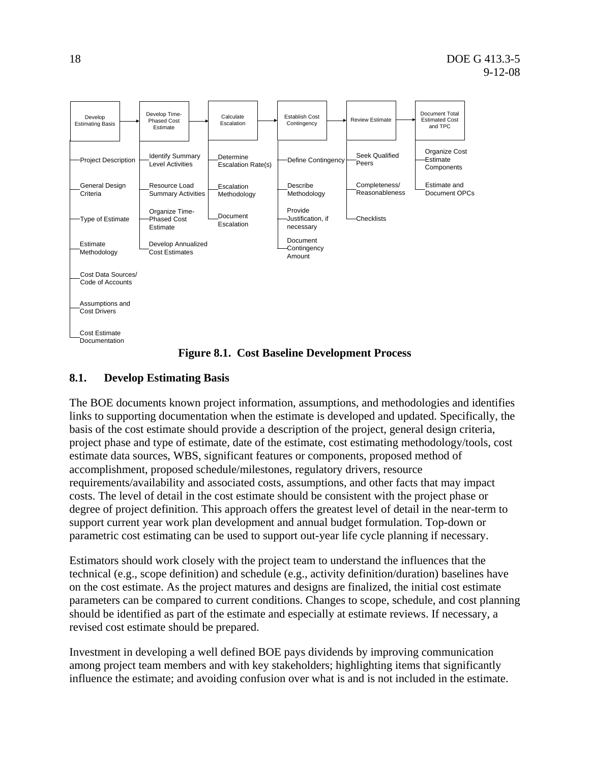**Develop Estimating Basis**
- Project Description
- General Design Criteria
- Type of Estimate
- Estimate Methodology
- Cost Data Sources/ Code of Accounts
- Assumptions and Cost Drivers
- Cost Estimate Documentation

**Develop Time-Phased Cost Estimate**
- Identify Summary Level Activities
- Resource Load Summary Activities
- Organize Time-Phased Cost Estimate
- Develop Annualized Cost Estimates

**Calculate Escalation**
- Determine Escalation Rate(s)
- Escalation Methodology
- Document Escalation

**Establish Cost Contingency**
- Define Contingency
- Describe Methodology
- Provide Justification, if necessary
- Document Contingency Amount

**Review Estimate**
- Seek Qualified Peers
- Completeness/ Reasonableness
- Checklists

**Document Total Estimated Cost and TPC**
- Organize Cost Estimate Components
- Estimate and Document OPCs

**Figure 8.1. Cost Baseline Development Process**

## 8.1. Develop Estimating Basis

The BOE documents known project information, assumptions, and methodologies and identifies links to supporting documentation when the estimate is developed and updated. Specifically, the basis of the cost estimate should provide a description of the project, general design criteria, project phase and type of estimate, date of the estimate, cost estimating methodology/tools, cost estimate data sources, WBS, significant features or components, proposed method of accomplishment, proposed schedule/milestones, regulatory drivers, resource requirements/availability and associated costs, assumptions, and other facts that may impact costs. The level of detail in the cost estimate should be consistent with the project phase or degree of project definition. This approach offers the greatest level of detail in the near-term to support current year work plan development and annual budget formulation. Top-down or parametric cost estimating can be used to support out-year life cycle planning if necessary.

Estimators should work closely with the project team to understand the influences that the technical (e.g., scope definition) and schedule (e.g., activity definition/duration) baselines have on the cost estimate. As the project matures and designs are finalized, the initial cost estimate parameters can be compared to current conditions. Changes to scope, schedule, and cost planning should be identified as part of the estimate and especially at estimate reviews. If necessary, a revised cost estimate should be prepared.

Investment in developing a well defined BOE pays dividends by improving communication among project team members and with key stakeholders; highlighting items that significantly influence the estimate; and avoiding confusion over what is and is not included in the estimate.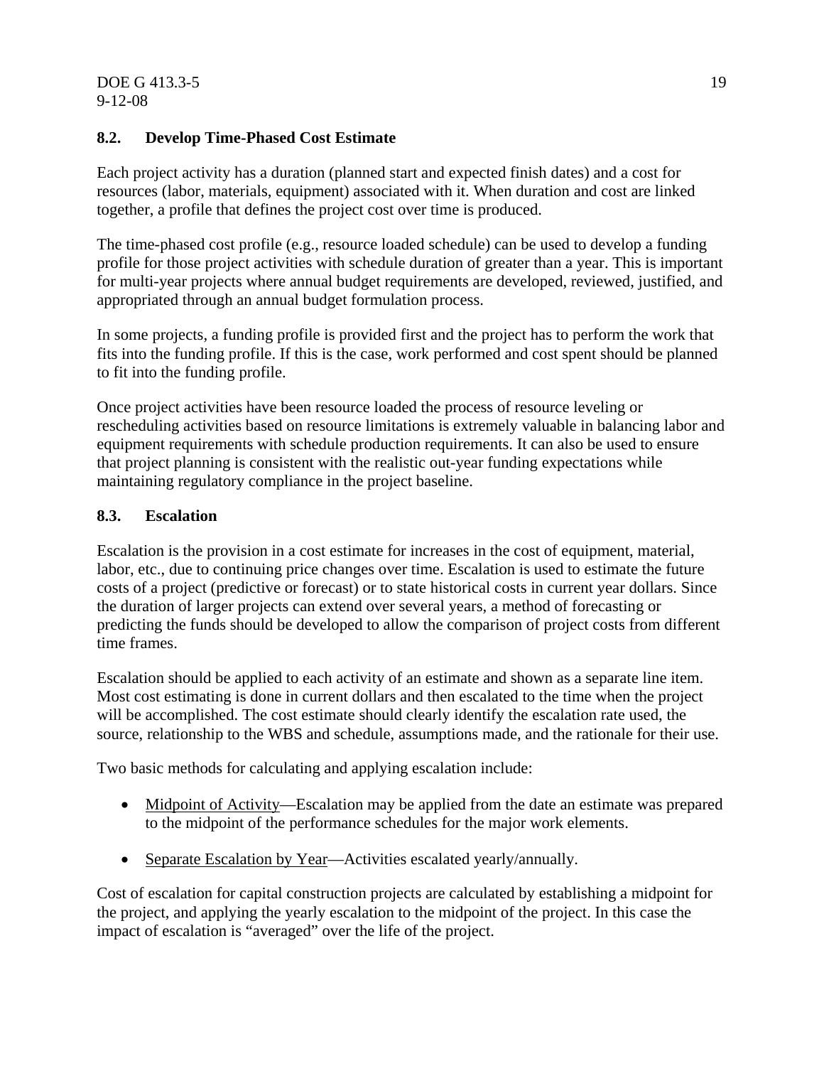### 8.2. Develop Time-Phased Cost Estimate

Each project activity has a duration (planned start and expected finish dates) and a cost for resources (labor, materials, equipment) associated with it. When duration and cost are linked together, a profile that defines the project cost over time is produced.

The time-phased cost profile (e.g., resource loaded schedule) can be used to develop a funding profile for those project activities with schedule duration of greater than a year. This is important for multi-year projects where annual budget requirements are developed, reviewed, justified, and appropriated through an annual budget formulation process.

In some projects, a funding profile is provided first and the project has to perform the work that fits into the funding profile. If this is the case, work performed and cost spent should be planned to fit into the funding profile.

Once project activities have been resource loaded the process of resource leveling or rescheduling activities based on resource limitations is extremely valuable in balancing labor and equipment requirements with schedule production requirements. It can also be used to ensure that project planning is consistent with the realistic out-year funding expectations while maintaining regulatory compliance in the project baseline.

### 8.3. Escalation

Escalation is the provision in a cost estimate for increases in the cost of equipment, material, labor, etc., due to continuing price changes over time. Escalation is used to estimate the future costs of a project (predictive or forecast) or to state historical costs in current year dollars. Since the duration of larger projects can extend over several years, a method of forecasting or predicting the funds should be developed to allow the comparison of project costs from different time frames.

Escalation should be applied to each activity of an estimate and shown as a separate line item. Most cost estimating is done in current dollars and then escalated to the time when the project will be accomplished. The cost estimate should clearly identify the escalation rate used, the source, relationship to the WBS and schedule, assumptions made, and the rationale for their use.

Two basic methods for calculating and applying escalation include:

- Midpoint of Activity—Escalation may be applied from the date an estimate was prepared to the midpoint of the performance schedules for the major work elements.
- Separate Escalation by Year—Activities escalated yearly/annually.

Cost of escalation for capital construction projects are calculated by establishing a midpoint for the project, and applying the yearly escalation to the midpoint of the project. In this case the impact of escalation is "averaged" over the life of the project.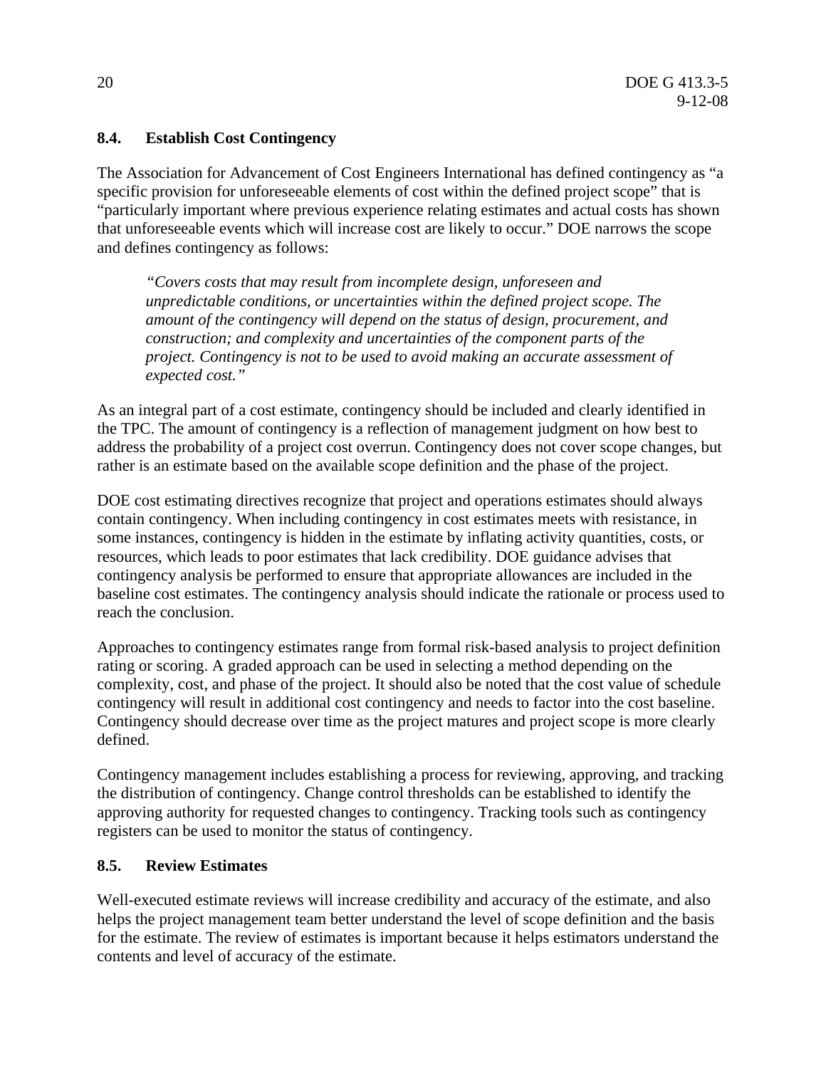## 8.4. Establish Cost Contingency

The Association for Advancement of Cost Engineers International has defined contingency as "a specific provision for unforeseeable elements of cost within the defined project scope" that is "particularly important where previous experience relating estimates and actual costs has shown that unforeseeable events which will increase cost are likely to occur." DOE narrows the scope and defines contingency as follows:

> *"Covers costs that may result from incomplete design, unforeseen and unpredictable conditions, or uncertainties within the defined project scope. The amount of the contingency will depend on the status of design, procurement, and construction; and complexity and uncertainties of the component parts of the project. Contingency is not to be used to avoid making an accurate assessment of expected cost."*

As an integral part of a cost estimate, contingency should be included and clearly identified in the TPC. The amount of contingency is a reflection of management judgment on how best to address the probability of a project cost overrun. Contingency does not cover scope changes, but rather is an estimate based on the available scope definition and the phase of the project.

DOE cost estimating directives recognize that project and operations estimates should always contain contingency. When including contingency in cost estimates meets with resistance, in some instances, contingency is hidden in the estimate by inflating activity quantities, costs, or resources, which leads to poor estimates that lack credibility. DOE guidance advises that contingency analysis be performed to ensure that appropriate allowances are included in the baseline cost estimates. The contingency analysis should indicate the rationale or process used to reach the conclusion.

Approaches to contingency estimates range from formal risk-based analysis to project definition rating or scoring. A graded approach can be used in selecting a method depending on the complexity, cost, and phase of the project. It should also be noted that the cost value of schedule contingency will result in additional cost contingency and needs to factor into the cost baseline. Contingency should decrease over time as the project matures and project scope is more clearly defined.

Contingency management includes establishing a process for reviewing, approving, and tracking the distribution of contingency. Change control thresholds can be established to identify the approving authority for requested changes to contingency. Tracking tools such as contingency registers can be used to monitor the status of contingency.

## 8.5. Review Estimates

Well-executed estimate reviews will increase credibility and accuracy of the estimate, and also helps the project management team better understand the level of scope definition and the basis for the estimate. The review of estimates is important because it helps estimators understand the contents and level of accuracy of the estimate.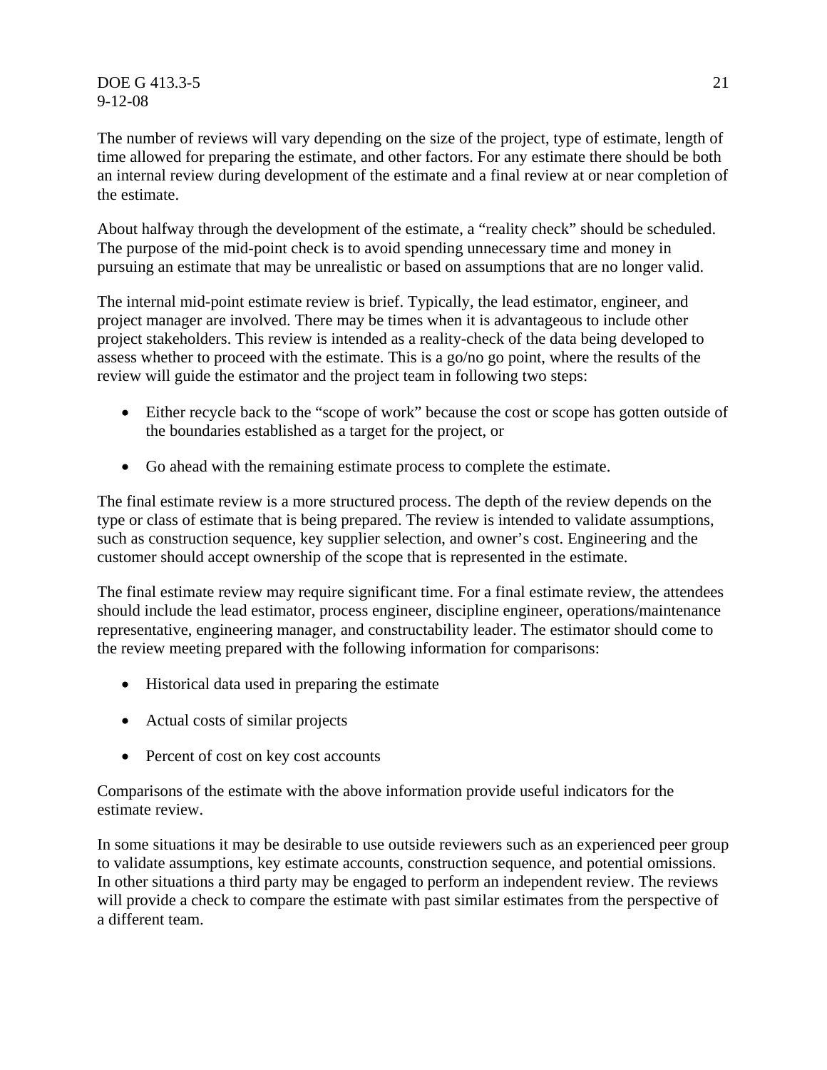The number of reviews will vary depending on the size of the project, type of estimate, length of time allowed for preparing the estimate, and other factors. For any estimate there should be both an internal review during development of the estimate and a final review at or near completion of the estimate.

About halfway through the development of the estimate, a "reality check" should be scheduled. The purpose of the mid-point check is to avoid spending unnecessary time and money in pursuing an estimate that may be unrealistic or based on assumptions that are no longer valid.

The internal mid-point estimate review is brief. Typically, the lead estimator, engineer, and project manager are involved. There may be times when it is advantageous to include other project stakeholders. This review is intended as a reality-check of the data being developed to assess whether to proceed with the estimate. This is a go/no go point, where the results of the review will guide the estimator and the project team in following two steps:

- Either recycle back to the "scope of work" because the cost or scope has gotten outside of the boundaries established as a target for the project, or
- Go ahead with the remaining estimate process to complete the estimate.

The final estimate review is a more structured process. The depth of the review depends on the type or class of estimate that is being prepared. The review is intended to validate assumptions, such as construction sequence, key supplier selection, and owner's cost. Engineering and the customer should accept ownership of the scope that is represented in the estimate.

The final estimate review may require significant time. For a final estimate review, the attendees should include the lead estimator, process engineer, discipline engineer, operations/maintenance representative, engineering manager, and constructability leader. The estimator should come to the review meeting prepared with the following information for comparisons:

- Historical data used in preparing the estimate
- Actual costs of similar projects
- Percent of cost on key cost accounts

Comparisons of the estimate with the above information provide useful indicators for the estimate review.

In some situations it may be desirable to use outside reviewers such as an experienced peer group to validate assumptions, key estimate accounts, construction sequence, and potential omissions. In other situations a third party may be engaged to perform an independent review. The reviews will provide a check to compare the estimate with past similar estimates from the perspective of a different team.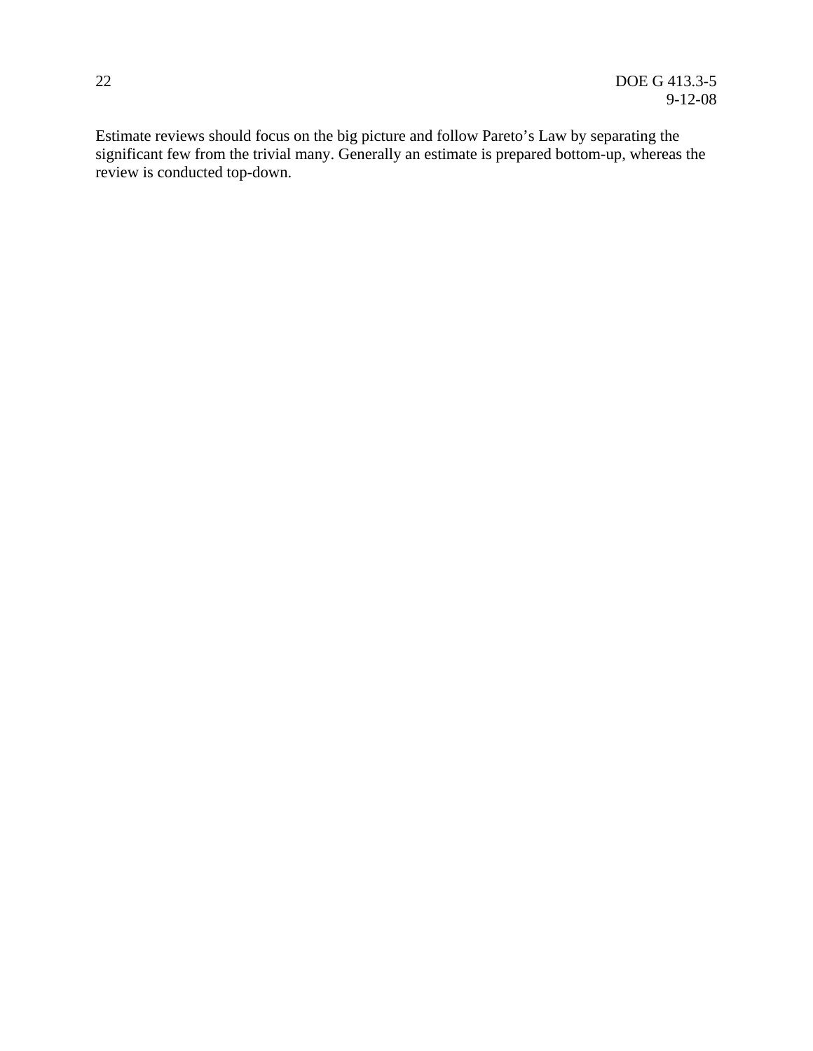Estimate reviews should focus on the big picture and follow Pareto's Law by separating the significant few from the trivial many. Generally an estimate is prepared bottom-up, whereas the review is conducted top-down.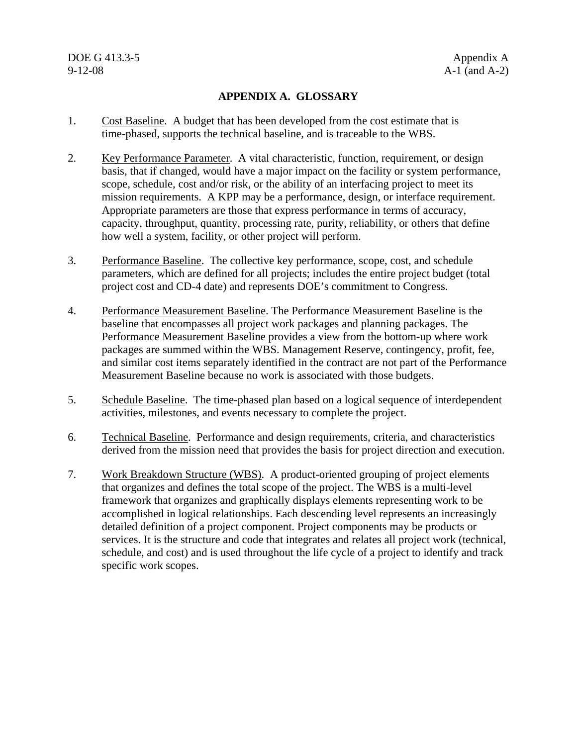# APPENDIX A. GLOSSARY

1. Cost Baseline. A budget that has been developed from the cost estimate that is time-phased, supports the technical baseline, and is traceable to the WBS.

2. Key Performance Parameter. A vital characteristic, function, requirement, or design basis, that if changed, would have a major impact on the facility or system performance, scope, schedule, cost and/or risk, or the ability of an interfacing project to meet its mission requirements. A KPP may be a performance, design, or interface requirement. Appropriate parameters are those that express performance in terms of accuracy, capacity, throughput, quantity, processing rate, purity, reliability, or others that define how well a system, facility, or other project will perform.

3. Performance Baseline. The collective key performance, scope, cost, and schedule parameters, which are defined for all projects; includes the entire project budget (total project cost and CD-4 date) and represents DOE's commitment to Congress.

4. Performance Measurement Baseline. The Performance Measurement Baseline is the baseline that encompasses all project work packages and planning packages. The Performance Measurement Baseline provides a view from the bottom-up where work packages are summed within the WBS. Management Reserve, contingency, profit, fee, and similar cost items separately identified in the contract are not part of the Performance Measurement Baseline because no work is associated with those budgets.

5. Schedule Baseline. The time-phased plan based on a logical sequence of interdependent activities, milestones, and events necessary to complete the project.

6. Technical Baseline. Performance and design requirements, criteria, and characteristics derived from the mission need that provides the basis for project direction and execution.

7. Work Breakdown Structure (WBS). A product-oriented grouping of project elements that organizes and defines the total scope of the project. The WBS is a multi-level framework that organizes and graphically displays elements representing work to be accomplished in logical relationships. Each descending level represents an increasingly detailed definition of a project component. Project components may be products or services. It is the structure and code that integrates and relates all project work (technical, schedule, and cost) and is used throughout the life cycle of a project to identify and track specific work scopes.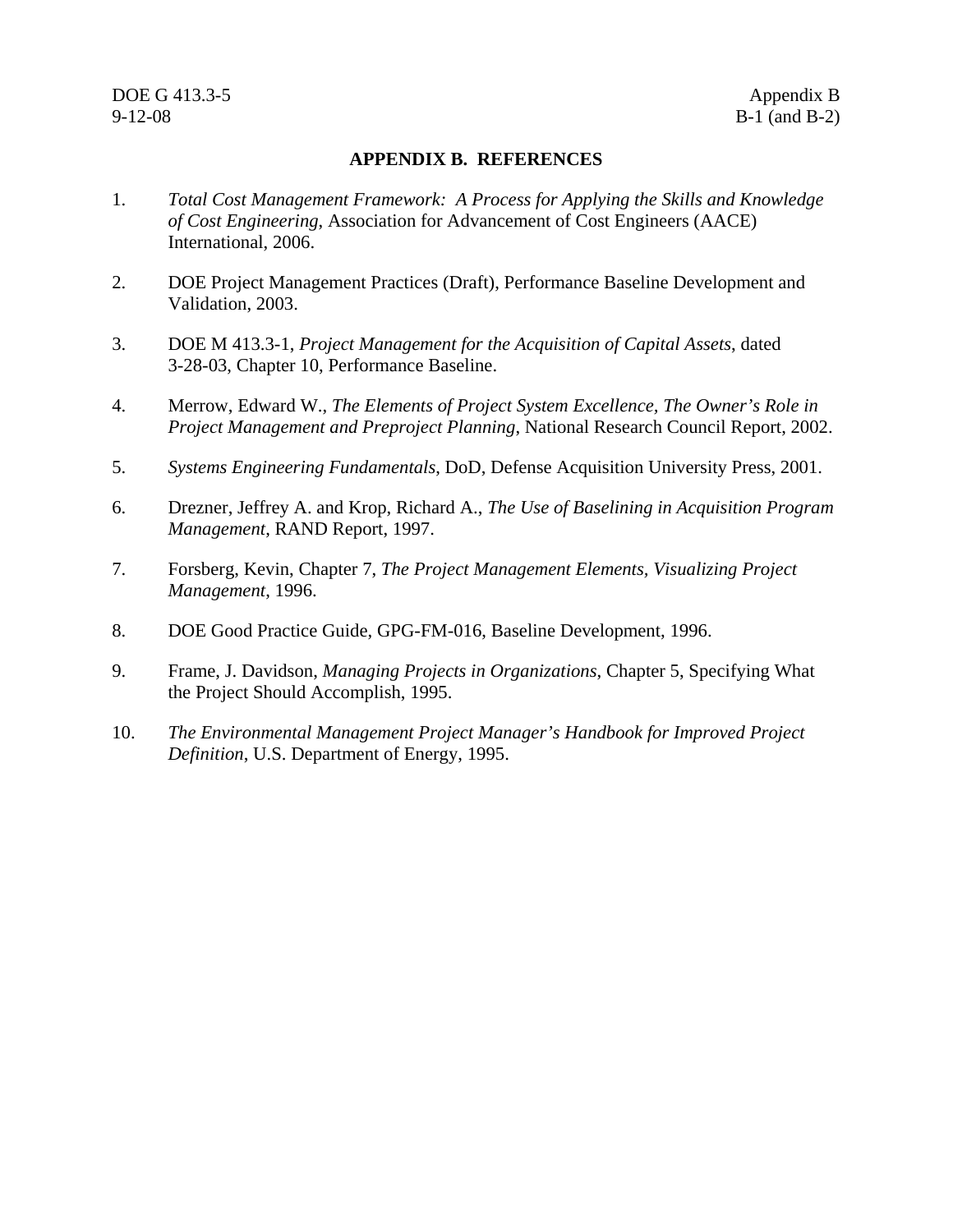# APPENDIX B. REFERENCES

1. *Total Cost Management Framework: A Process for Applying the Skills and Knowledge of Cost Engineering*, Association for Advancement of Cost Engineers (AACE) International, 2006.

2. DOE Project Management Practices (Draft), Performance Baseline Development and Validation, 2003.

3. DOE M 413.3-1, *Project Management for the Acquisition of Capital Assets*, dated 3-28-03, Chapter 10, Performance Baseline.

4. Merrow, Edward W., *The Elements of Project System Excellence, The Owner's Role in Project Management and Preproject Planning*, National Research Council Report, 2002.

5. *Systems Engineering Fundamentals*, DoD, Defense Acquisition University Press, 2001.

6. Drezner, Jeffrey A. and Krop, Richard A., *The Use of Baselining in Acquisition Program Management*, RAND Report, 1997.

7. Forsberg, Kevin, Chapter 7, *The Project Management Elements, Visualizing Project Management*, 1996.

8. DOE Good Practice Guide, GPG-FM-016, Baseline Development, 1996.

9. Frame, J. Davidson, *Managing Projects in Organizations*, Chapter 5, Specifying What the Project Should Accomplish, 1995.

10. *The Environmental Management Project Manager's Handbook for Improved Project Definition*, U.S. Department of Energy, 1995.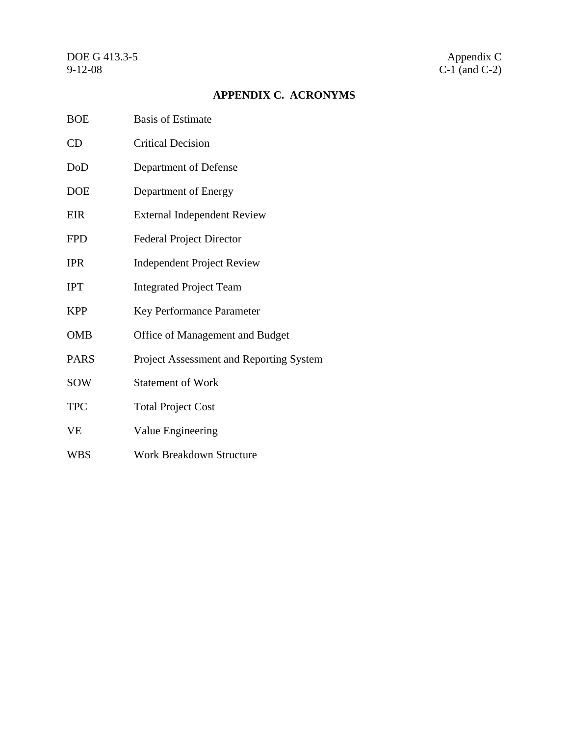## APPENDIX C. ACRONYMS

| | |
|---|---|
| BOE | Basis of Estimate |
| CD | Critical Decision |
| DoD | Department of Defense |
| DOE | Department of Energy |
| EIR | External Independent Review |
| FPD | Federal Project Director |
| IPR | Independent Project Review |
| IPT | Integrated Project Team |
| KPP | Key Performance Parameter |
| OMB | Office of Management and Budget |
| PARS | Project Assessment and Reporting System |
| SOW | Statement of Work |
| TPC | Total Project Cost |
| VE | Value Engineering |
| WBS | Work Breakdown Structure |